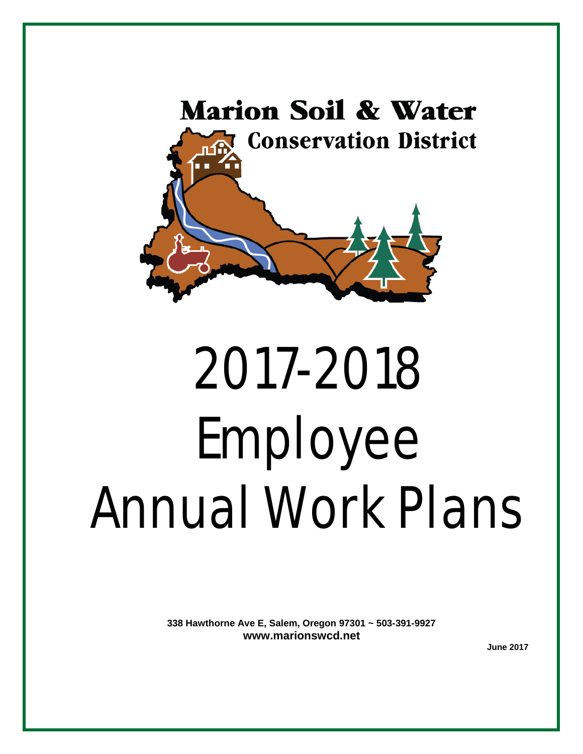**Marion Soil & Water**

**Conservation District**

# 2017-2018 Employee Annual Work Plans

**338 Hawthorne Ave E, Salem, Oregon 97301 ~ 503-391-9927**

**www.marionswcd.net**

**June 2017**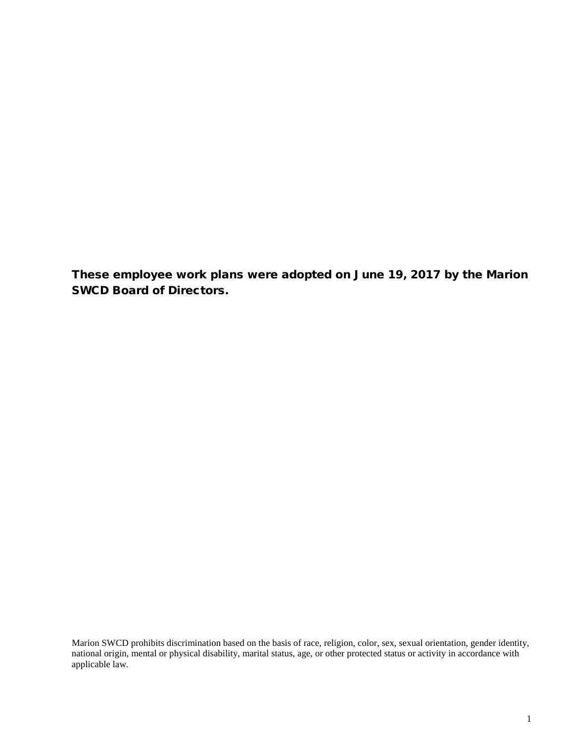**These employee work plans were adopted on June 19, 2017 by the Marion SWCD Board of Directors.**

Marion SWCD prohibits discrimination based on the basis of race, religion, color, sex, sexual orientation, gender identity, national origin, mental or physical disability, marital status, age, or other protected status or activity in accordance with applicable law.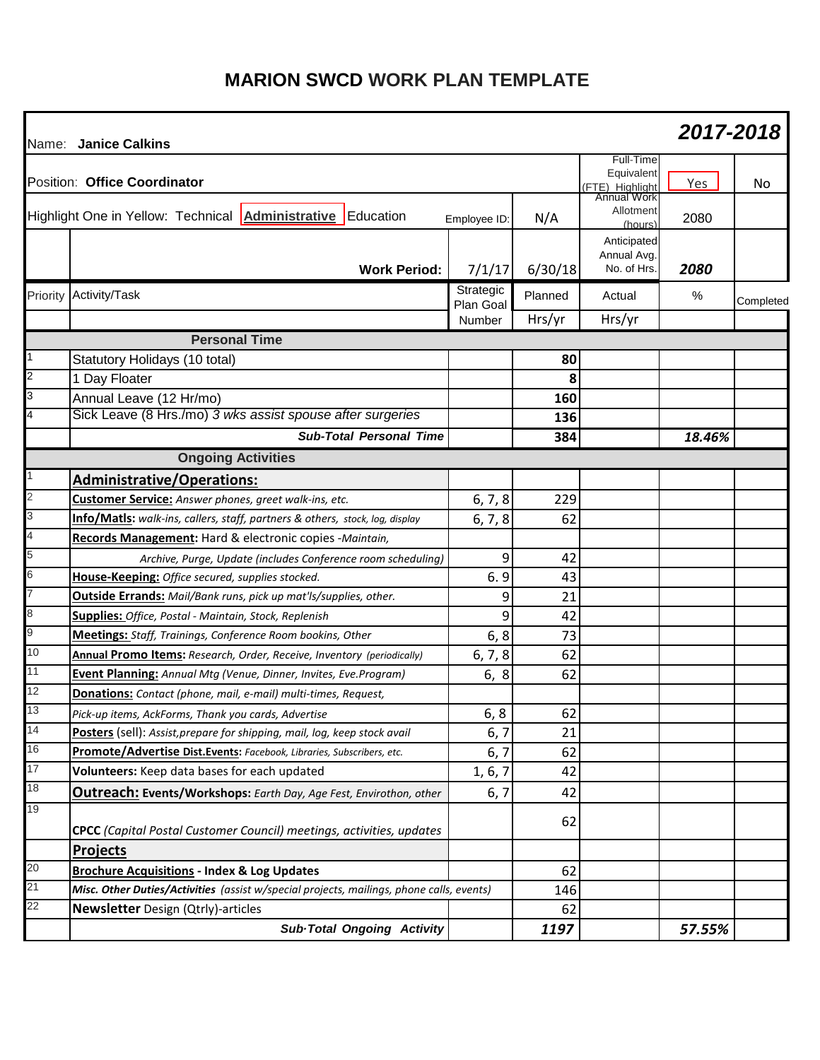# MARION SWCD WORK PLAN TEMPLATE

| | | | | | | |
|---|---|---|---|---|---|---|
| Name: **Janice Calkins** | | | | | **2017-2018** | |
| Position: **Office Coordinator** | | | | Full-Time Equivalent (FTE) Highlight | Yes | No |
| Highlight One in Yellow: Technical **Administrative** Education | | Employee ID: | N/A | Annual Work Allotment (hours) | 2080 | |
| | **Work Period:** | 7/1/17 | 6/30/18 | Anticipated Annual Avg. No. of Hrs. | **2080** | |
| Priority | Activity/Task | Strategic Plan Goal Number | Planned Hrs/yr | Actual Hrs/yr | % | Completed |
| | **Personal Time** | | | | | |
| 1 | Statutory Holidays (10 total) | | **80** | | | |
| 2 | 1 Day Floater | | **8** | | | |
| 3 | Annual Leave (12 Hr/mo) | | **160** | | | |
| 4 | Sick Leave (8 Hrs./mo) *3 wks assist spouse after surgeries* | | **136** | | | |
| | ***Sub-Total Personal Time*** | | **384** | | ***18.46%*** | |
| | **Ongoing Activities** | | | | | |
| 1 | **Administrative/Operations:** | | | | | |
| 2 | **Customer Service:** *Answer phones, greet walk-ins, etc.* | 6, 7, 8 | 229 | | | |
| 3 | **Info/Matls:** *walk-ins, callers, staff, partners & others, stock, log, display* | 6, 7, 8 | 62 | | | |
| 4 | **Records Management:** Hard & electronic copies -*Maintain,* | | | | | |
| 5 | *Archive, Purge, Update (includes Conference room scheduling)* | 9 | 42 | | | |
| 6 | **House-Keeping:** *Office secured, supplies stocked.* | 6. 9 | 43 | | | |
| 7 | **Outside Errands:** *Mail/Bank runs, pick up mat'ls/supplies, other.* | 9 | 21 | | | |
| 8 | **Supplies:** *Office, Postal - Maintain, Stock, Replenish* | 9 | 42 | | | |
| 9 | **Meetings:** *Staff, Trainings, Conference Room bookins, Other* | 6, 8 | 73 | | | |
| 10 | **Annual Promo Items:** *Research, Order, Receive, Inventory (periodically)* | 6, 7, 8 | 62 | | | |
| 11 | **Event Planning:** *Annual Mtg (Venue, Dinner, Invites, Eve.Program)* | 6, 8 | 62 | | | |
| 12 | **Donations:** *Contact (phone, mail, e-mail) multi-times, Request,* | | | | | |
| 13 | *Pick-up items, AckForms, Thank you cards, Advertise* | 6, 8 | 62 | | | |
| 14 | **Posters** (sell): *Assist,prepare for shipping, mail, log, keep stock avail* | 6, 7 | 21 | | | |
| 16 | **Promote/Advertise Dist.Events:** *Facebook, Libraries, Subscribers, etc.* | 6, 7 | 62 | | | |
| 17 | **Volunteers:** Keep data bases for each updated | 1, 6, 7 | 42 | | | |
| 18 | **Outreach: Events/Workshops:** *Earth Day, Age Fest, Envirothon, other* | 6, 7 | 42 | | | |
| 19 | **CPCC** *(Capital Postal Customer Council) meetings, activities, updates* | | 62 | | | |
| | **Projects** | | | | | |
| 20 | **Brochure Acquisitions - Index & Log Updates** | | 62 | | | |
| 21 | ***Misc. Other Duties/Activities*** *(assist w/special projects, mailings, phone calls, events)* | | 146 | | | |
| 22 | **Newsletter** Design (Qtrly)-articles | | 62 | | | |
| | ***Sub-Total Ongoing Activity*** | | ***1197*** | | ***57.55%*** | |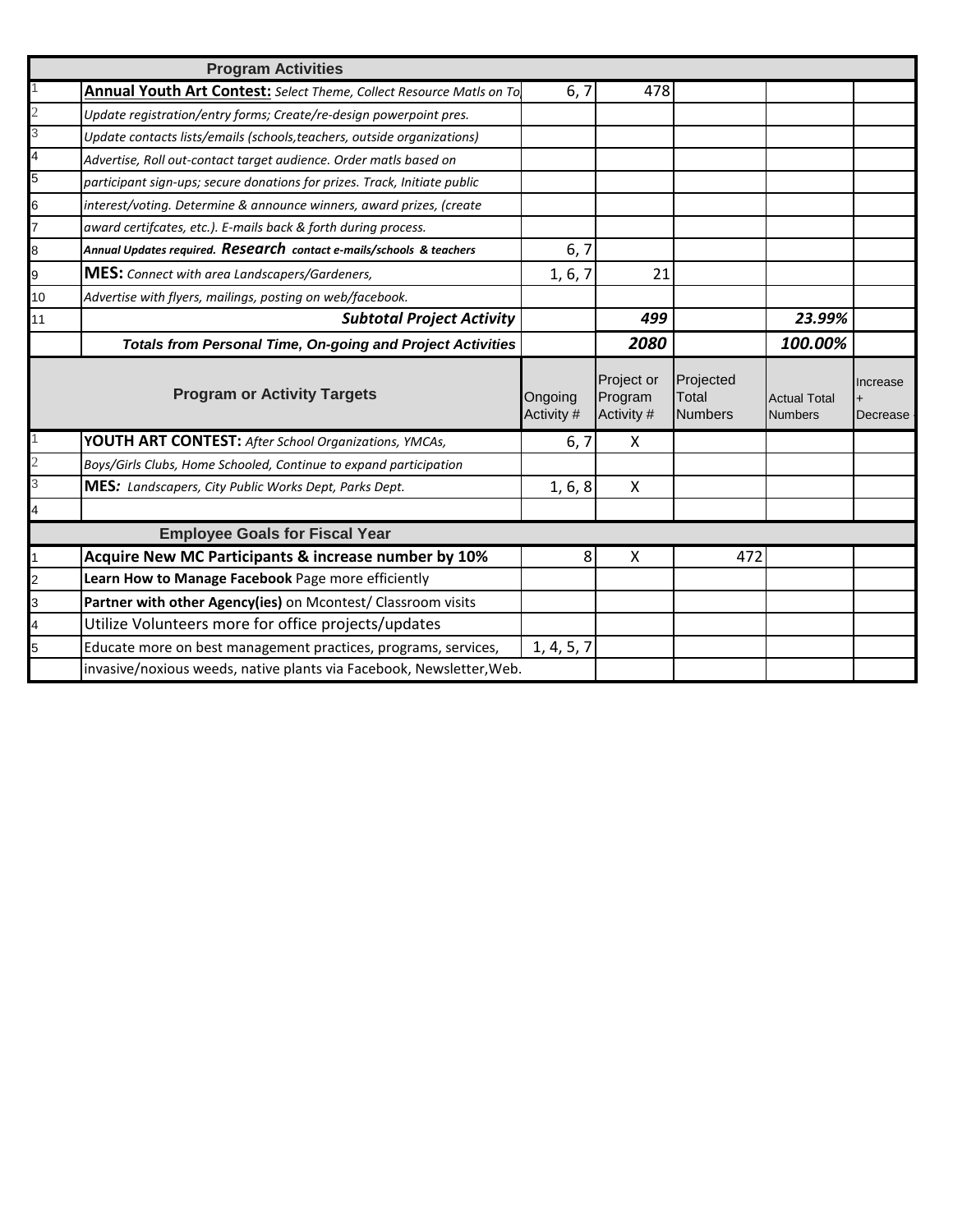| | Program Activities | | | | | |
|---|---|---|---|---|---|---|
| 1 | **Annual Youth Art Contest:** *Select Theme, Collect Resource Matls on To* | 6, 7 | 478 | | | |
| 2 | *Update registration/entry forms; Create/re-design powerpoint pres.* | | | | | |
| 3 | *Update contacts lists/emails (schools,teachers, outside organizations)* | | | | | |
| 4 | *Advertise, Roll out-contact target audience. Order matls based on* | | | | | |
| 5 | *participant sign-ups; secure donations for prizes. Track, Initiate public* | | | | | |
| 6 | *interest/voting. Determine & announce winners, award prizes, (create* | | | | | |
| 7 | *award certifcates, etc.). E-mails back & forth during process.* | | | | | |
| 8 | ***Annual Updates required. Research contact e-mails/schools & teachers*** | 6, 7 | | | | |
| 9 | **MES:** *Connect with area Landscapers/Gardeners,* | 1, 6, 7 | 21 | | | |
| 10 | *Advertise with flyers, mailings, posting on web/facebook.* | | | | | |
| 11 | ***Subtotal Project Activity*** | | ***499*** | | ***23.99%*** | |
| | ***Totals from Personal Time, On-going and Project Activities*** | | ***2080*** | | ***100.00%*** | |
| | **Program or Activity Targets** | Ongoing Activity # | Project or Program Activity # | Projected Total Numbers | Actual Total Numbers | Increase + Decrease |
| 1 | **YOUTH ART CONTEST:** *After School Organizations, YMCAs,* | 6, 7 | X | | | |
| 2 | *Boys/Girls Clubs, Home Schooled, Continue to expand participation* | | | | | |
| 3 | **MES:** *Landscapers, City Public Works Dept, Parks Dept.* | 1, 6, 8 | X | | | |
| 4 | | | | | | |
| | **Employee Goals for Fiscal Year** | | | | | |
| 1 | **Acquire New MC Participants & increase number by 10%** | 8 | X | 472 | | |
| 2 | **Learn How to Manage Facebook** Page more efficiently | | | | | |
| 3 | **Partner with other Agency(ies)** on Mcontest/ Classroom visits | | | | | |
| 4 | Utilize Volunteers more for office projects/updates | | | | | |
| 5 | Educate more on best management practices, programs, services, | 1, 4, 5, 7 | | | | |
| | invasive/noxious weeds, native plants via Facebook, Newsletter,Web. | | | | | |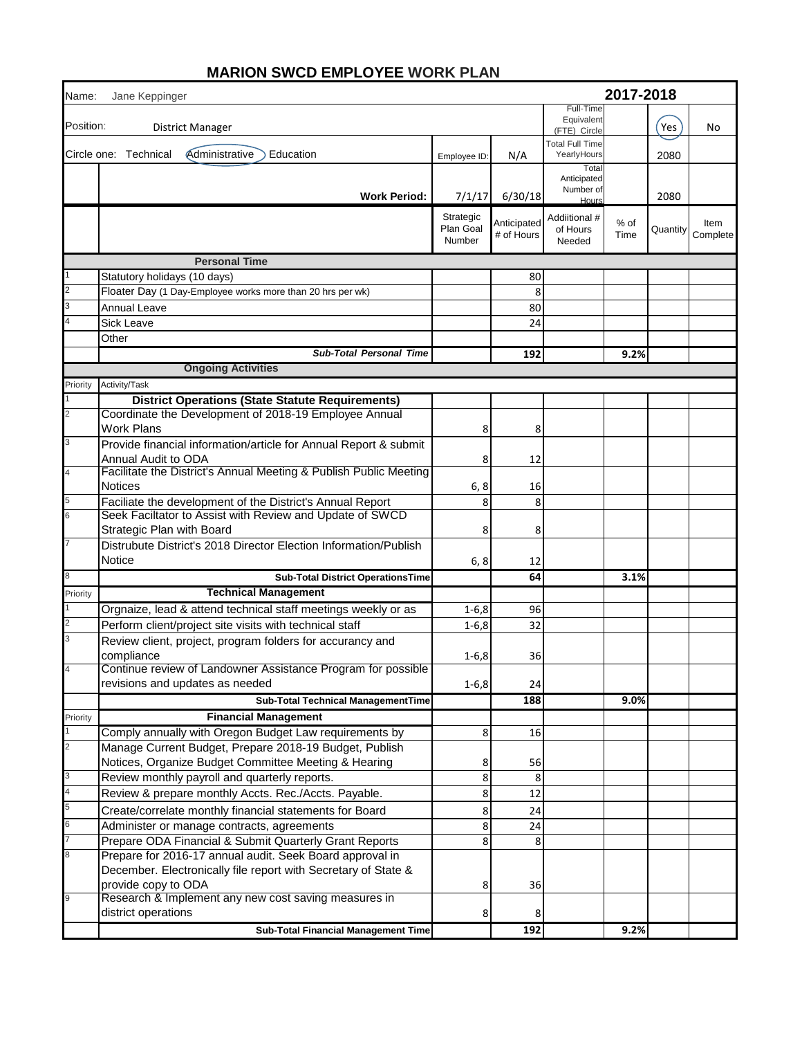# MARION SWCD EMPLOYEE WORK PLAN

| | | | | | | | |
|---|---|---|---|---|---|---|---|
| Name: | Jane Keppinger | | | **2017-2018** | | | |
| Position: | District Manager | | | Full-Time Equivalent (FTE) Circle | | Yes (circled) | No |
| Circle one: Technical Administrative (circled) Education | | Employee ID: | N/A | Total Full Time YearlyHours | | 2080 | |
| | **Work Period:** | 7/1/17 | 6/30/18 | Total Anticipated Number of Hours | | 2080 | |
| | | Strategic Plan Goal Number | Anticipated # of Hours | Addiitional # of Hours Needed | % of Time | Quantity | Item Complete |
| | **Personal Time** | | | | | | |
| 1 | Statutory holidays (10 days) | | 80 | | | | |
| 2 | Floater Day (1 Day-Employee works more than 20 hrs per wk) | | 8 | | | | |
| 3 | Annual Leave | | 80 | | | | |
| 4 | Sick Leave | | 24 | | | | |
| | Other | | | | | | |
| | ***Sub-Total Personal Time*** | | **192** | | **9.2%** | | |
| | **Ongoing Activities** | | | | | | |
| Priority | Activity/Task | | | | | | |
| 1 | **District Operations (State Statute Requirements)** | | | | | | |
| 2 | Coordinate the Development of 2018-19 Employee Annual Work Plans | 8 | 8 | | | | |
| 3 | Provide financial information/article for Annual Report & submit Annual Audit to ODA | 8 | 12 | | | | |
| 4 | Facilitate the District's Annual Meeting & Publish Public Meeting Notices | 6, 8 | 16 | | | | |
| 5 | Faciliate the development of the District's Annual Report | 8 | 8 | | | | |
| 6 | Seek Faciltator to Assist with Review and Update of SWCD Strategic Plan with Board | 8 | 8 | | | | |
| 7 | Distrubute District's 2018 Director Election Information/Publish Notice | 6, 8 | 12 | | | | |
| 8 | **Sub-Total District OperationsTime** | | **64** | | **3.1%** | | |
| Priority | **Technical Management** | | | | | | |
| 1 | Orgnaize, lead & attend technical staff meetings weekly or as | 1-6,8 | 96 | | | | |
| 2 | Perform client/project site visits with technical staff | 1-6,8 | 32 | | | | |
| 3 | Review client, project, program folders for accurancy and compliance | 1-6,8 | 36 | | | | |
| 4 | Continue review of Landowner Assistance Program for possible revisions and updates as needed | 1-6,8 | 24 | | | | |
| | **Sub-Total Technical ManagementTime** | | **188** | | **9.0%** | | |
| Priority | **Financial Management** | | | | | | |
| 1 | Comply annually with Oregon Budget Law requirements by | 8 | 16 | | | | |
| 2 | Manage Current Budget, Prepare 2018-19 Budget, Publish Notices, Organize Budget Committee Meeting & Hearing | 8 | 56 | | | | |
| 3 | Review monthly payroll and quarterly reports. | 8 | 8 | | | | |
| 4 | Review & prepare monthly Accts. Rec./Accts. Payable. | 8 | 12 | | | | |
| 5 | Create/correlate monthly financial statements for Board | 8 | 24 | | | | |
| 6 | Administer or manage contracts, agreements | 8 | 24 | | | | |
| 7 | Prepare ODA Financial & Submit Quarterly Grant Reports | 8 | 8 | | | | |
| 8 | Prepare for 2016-17 annual audit. Seek Board approval in December. Electronically file report with Secretary of State & provide copy to ODA | 8 | 36 | | | | |
| 9 | Research & Implement any new cost saving measures in district operations | 8 | 8 | | | | |
| | **Sub-Total Financial Management Time** | | **192** | | **9.2%** | | |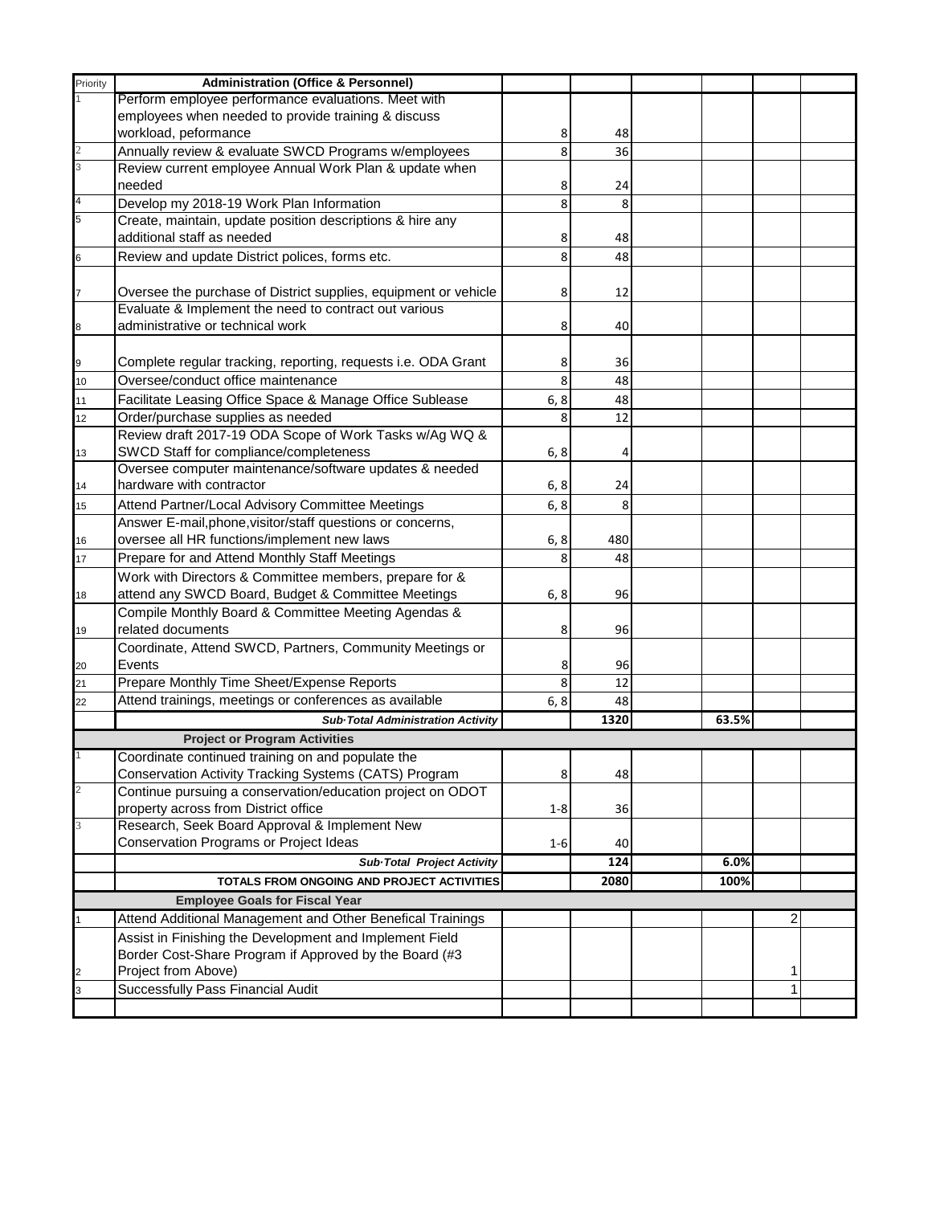| Priority | Administration (Office & Personnel) | | | | | | |
|---|---|---|---|---|---|---|---|
| 1 | Perform employee performance evaluations. Meet with employees when needed to provide training & discuss workload, peformance | 8 | 48 | | | | |
| 2 | Annually review & evaluate SWCD Programs w/employees | 8 | 36 | | | | |
| 3 | Review current employee Annual Work Plan & update when needed | 8 | 24 | | | | |
| 4 | Develop my 2018-19 Work Plan Information | 8 | 8 | | | | |
| 5 | Create, maintain, update position descriptions & hire any additional staff as needed | 8 | 48 | | | | |
| 6 | Review and update District polices, forms etc. | 8 | 48 | | | | |
| 7 | Oversee the purchase of District supplies, equipment or vehicle | 8 | 12 | | | | |
| 8 | Evaluate & Implement the need to contract out various administrative or technical work | 8 | 40 | | | | |
| 9 | Complete regular tracking, reporting, requests i.e. ODA Grant | 8 | 36 | | | | |
| 10 | Oversee/conduct office maintenance | 8 | 48 | | | | |
| 11 | Facilitate Leasing Office Space & Manage Office Sublease | 6, 8 | 48 | | | | |
| 12 | Order/purchase supplies as needed | 8 | 12 | | | | |
| 13 | Review draft 2017-19 ODA Scope of Work Tasks w/Ag WQ & SWCD Staff for compliance/completeness | 6, 8 | 4 | | | | |
| 14 | Oversee computer maintenance/software updates & needed hardware with contractor | 6, 8 | 24 | | | | |
| 15 | Attend Partner/Local Advisory Committee Meetings | 6, 8 | 8 | | | | |
| 16 | Answer E-mail,phone,visitor/staff questions or concerns, oversee all HR functions/implement new laws | 6, 8 | 480 | | | | |
| 17 | Prepare for and Attend Monthly Staff Meetings | 8 | 48 | | | | |
| 18 | Work with Directors & Committee members, prepare for & attend any SWCD Board, Budget & Committee Meetings | 6, 8 | 96 | | | | |
| 19 | Compile Monthly Board & Committee Meeting Agendas & related documents | 8 | 96 | | | | |
| 20 | Coordinate, Attend SWCD, Partners, Community Meetings or Events | 8 | 96 | | | | |
| 21 | Prepare Monthly Time Sheet/Expense Reports | 8 | 12 | | | | |
| 22 | Attend trainings, meetings or conferences as available | 6, 8 | 48 | | | | |
| | ***Sub·Total Administration Activity*** | | **1320** | | **63.5%** | | |
| | **Project or Program Activities** | | | | | | |
| 1 | Coordinate continued training on and populate the Conservation Activity Tracking Systems (CATS) Program | 8 | 48 | | | | |
| 2 | Continue pursuing a conservation/education project on ODOT property across from District office | 1-8 | 36 | | | | |
| 3 | Research, Seek Board Approval & Implement New Conservation Programs or Project Ideas | 1-6 | 40 | | | | |
| | ***Sub·Total Project Activity*** | | **124** | | **6.0%** | | |
| | **TOTALS FROM ONGOING AND PROJECT ACTIVITIES** | | **2080** | | **100%** | | |
| | **Employee Goals for Fiscal Year** | | | | | | |
| 1 | Attend Additional Management and Other Benefical Trainings | | | | | 2 | |
| 2 | Assist in Finishing the Development and Implement Field Border Cost-Share Program if Approved by the Board (#3 Project from Above) | | | | | 1 | |
| 3 | Successfully Pass Financial Audit | | | | | 1 | |
| | | | | | | | |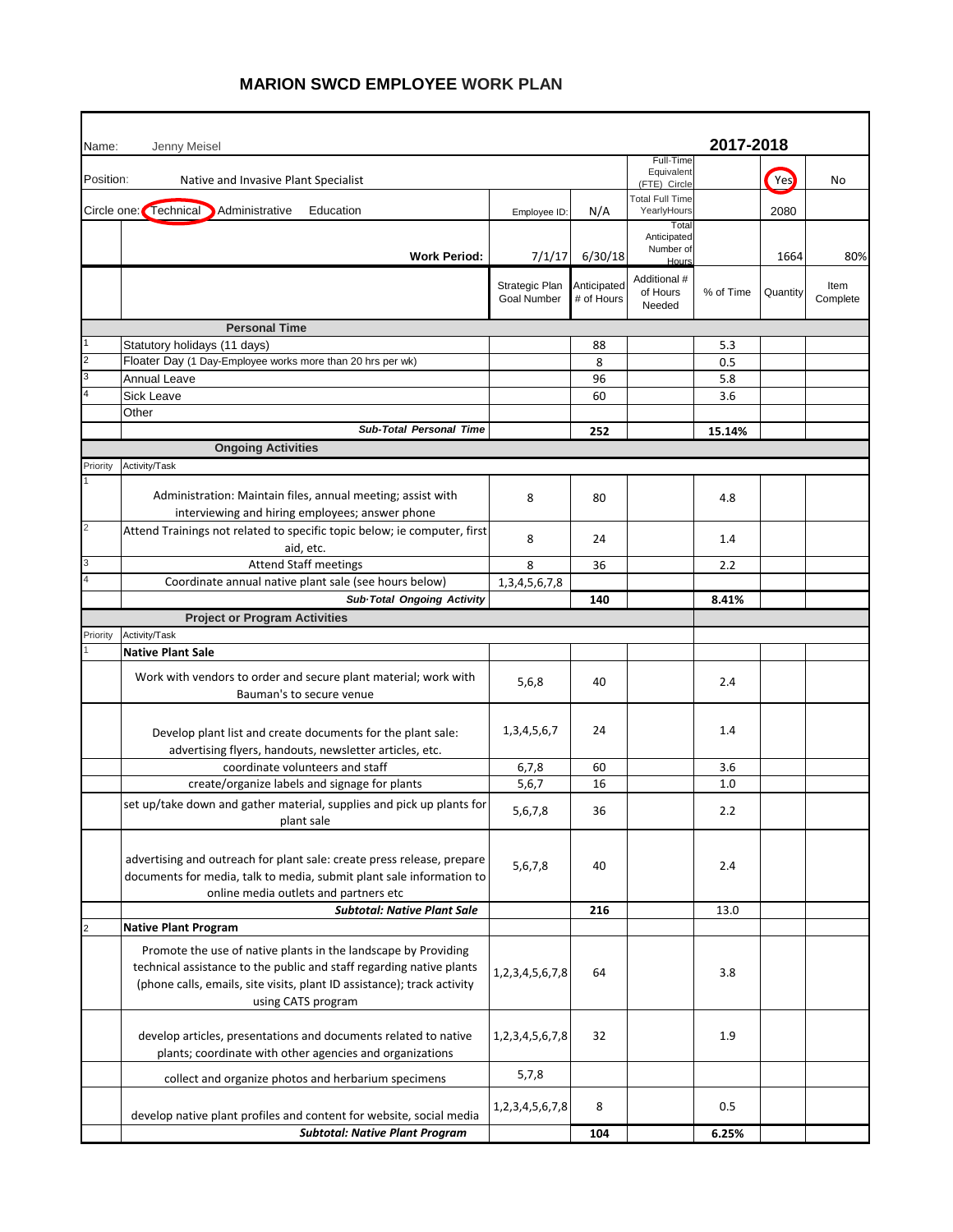# MARION SWCD EMPLOYEE WORK PLAN

| | | | | | | | |
|---|---|---|---|---|---|---|---|
| Name: | Jenny Meisel | | | | 2017-2018 | | |
| Position: | Native and Invasive Plant Specialist | | | Full-Time Equivalent (FTE) Circle | | Yes (circled) | No |
| Circle one: Technical (circled) Administrative Education | | Employee ID: | N/A | Total Full Time YearlyHours | | 2080 | |
| | **Work Period:** | 7/1/17 | 6/30/18 | Total Anticipated Number of Hours | | 1664 | 80% |
| | | Strategic Plan Goal Number | Anticipated # of Hours | Additional # of Hours Needed | % of Time | Quantity | Item Complete |
| | **Personal Time** | | | | | | |
| 1 | Statutory holidays (11 days) | | 88 | | 5.3 | | |
| 2 | Floater Day (1 Day-Employee works more than 20 hrs per wk) | | 8 | | 0.5 | | |
| 3 | Annual Leave | | 96 | | 5.8 | | |
| 4 | Sick Leave | | 60 | | 3.6 | | |
| | Other | | | | | | |
| | ***Sub-Total Personal Time*** | | **252** | | **15.14%** | | |
| | **Ongoing Activities** | | | | | | |
| Priority | Activity/Task | | | | | | |
| 1 | Administration: Maintain files, annual meeting; assist with interviewing and hiring employees; answer phone | 8 | 80 | | 4.8 | | |
| 2 | Attend Trainings not related to specific topic below; ie computer, first aid, etc. | 8 | 24 | | 1.4 | | |
| 3 | Attend Staff meetings | 8 | 36 | | 2.2 | | |
| 4 | Coordinate annual native plant sale (see hours below) | 1,3,4,5,6,7,8 | | | | | |
| | ***Sub-Total Ongoing Activity*** | | **140** | | **8.41%** | | |
| | **Project or Program Activities** | | | | | | |
| Priority | Activity/Task | | | | | | |
| 1 | **Native Plant Sale** | | | | | | |
| | Work with vendors to order and secure plant material; work with Bauman's to secure venue | 5,6,8 | 40 | | 2.4 | | |
| | Develop plant list and create documents for the plant sale: advertising flyers, handouts, newsletter articles, etc. | 1,3,4,5,6,7 | 24 | | 1.4 | | |
| | coordinate volunteers and staff | 6,7,8 | 60 | | 3.6 | | |
| | create/organize labels and signage for plants | 5,6,7 | 16 | | 1.0 | | |
| | set up/take down and gather material, supplies and pick up plants for plant sale | 5,6,7,8 | 36 | | 2.2 | | |
| | advertising and outreach for plant sale: create press release, prepare documents for media, talk to media, submit plant sale information to online media outlets and partners etc | 5,6,7,8 | 40 | | 2.4 | | |
| | ***Subtotal: Native Plant Sale*** | | **216** | | 13.0 | | |
| 2 | **Native Plant Program** | | | | | | |
| | Promote the use of native plants in the landscape by Providing technical assistance to the public and staff regarding native plants (phone calls, emails, site visits, plant ID assistance); track activity using CATS program | 1,2,3,4,5,6,7,8 | 64 | | 3.8 | | |
| | develop articles, presentations and documents related to native plants; coordinate with other agencies and organizations | 1,2,3,4,5,6,7,8 | 32 | | 1.9 | | |
| | collect and organize photos and herbarium specimens | 5,7,8 | | | | | |
| | develop native plant profiles and content for website, social media | 1,2,3,4,5,6,7,8 | 8 | | 0.5 | | |
| | ***Subtotal: Native Plant Program*** | | **104** | | **6.25%** | | |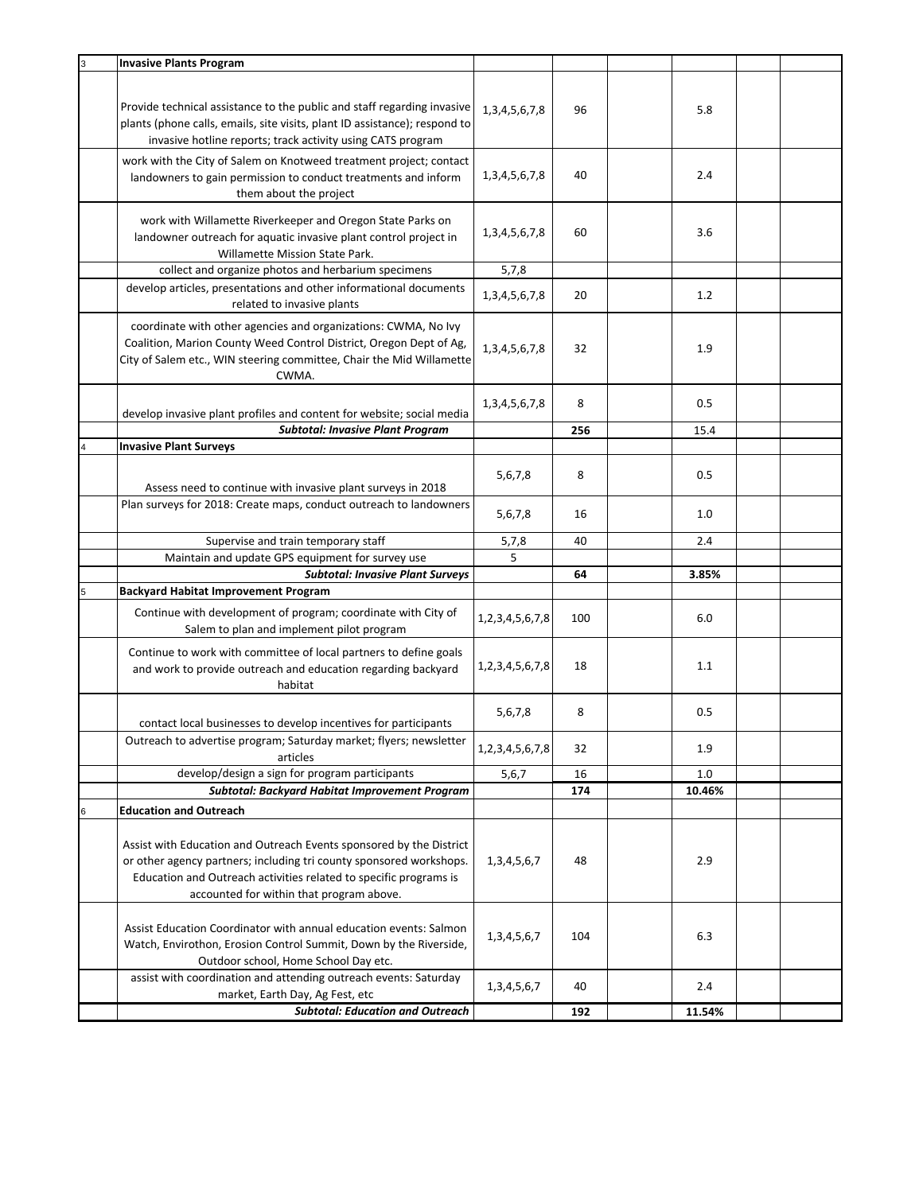| | | | | | | | |
|---|---|---|---|---|---|---|---|
| 3 | **Invasive Plants Program** | | | | | | |
| | Provide technical assistance to the public and staff regarding invasive plants (phone calls, emails, site visits, plant ID assistance); respond to invasive hotline reports; track activity using CATS program | 1,3,4,5,6,7,8 | 96 | | 5.8 | | |
| | work with the City of Salem on Knotweed treatment project; contact landowners to gain permission to conduct treatments and inform them about the project | 1,3,4,5,6,7,8 | 40 | | 2.4 | | |
| | work with Willamette Riverkeeper and Oregon State Parks on landowner outreach for aquatic invasive plant control project in Willamette Mission State Park. | 1,3,4,5,6,7,8 | 60 | | 3.6 | | |
| | collect and organize photos and herbarium specimens | 5,7,8 | | | | | |
| | develop articles, presentations and other informational documents related to invasive plants | 1,3,4,5,6,7,8 | 20 | | 1.2 | | |
| | coordinate with other agencies and organizations: CWMA, No Ivy Coalition, Marion County Weed Control District, Oregon Dept of Ag, City of Salem etc., WIN steering committee, Chair the Mid Willamette CWMA. | 1,3,4,5,6,7,8 | 32 | | 1.9 | | |
| | develop invasive plant profiles and content for website; social media | 1,3,4,5,6,7,8 | 8 | | 0.5 | | |
| | ***Subtotal: Invasive Plant Program*** | | **256** | | 15.4 | | |
| 4 | **Invasive Plant Surveys** | | | | | | |
| | Assess need to continue with invasive plant surveys in 2018 | 5,6,7,8 | 8 | | 0.5 | | |
| | Plan surveys for 2018: Create maps, conduct outreach to landowners | 5,6,7,8 | 16 | | 1.0 | | |
| | Supervise and train temporary staff | 5,7,8 | 40 | | 2.4 | | |
| | Maintain and update GPS equipment for survey use | 5 | | | | | |
| | ***Subtotal: Invasive Plant Surveys*** | | **64** | | **3.85%** | | |
| 5 | **Backyard Habitat Improvement Program** | | | | | | |
| | Continue with development of program; coordinate with City of Salem to plan and implement pilot program | 1,2,3,4,5,6,7,8 | 100 | | 6.0 | | |
| | Continue to work with committee of local partners to define goals and work to provide outreach and education regarding backyard habitat | 1,2,3,4,5,6,7,8 | 18 | | 1.1 | | |
| | contact local businesses to develop incentives for participants | 5,6,7,8 | 8 | | 0.5 | | |
| | Outreach to advertise program; Saturday market; flyers; newsletter articles | 1,2,3,4,5,6,7,8 | 32 | | 1.9 | | |
| | develop/design a sign for program participants | 5,6,7 | 16 | | 1.0 | | |
| | ***Subtotal: Backyard Habitat Improvement Program*** | | **174** | | **10.46%** | | |
| 6 | **Education and Outreach** | | | | | | |
| | Assist with Education and Outreach Events sponsored by the District or other agency partners; including tri county sponsored workshops. Education and Outreach activities related to specific programs is accounted for within that program above. | 1,3,4,5,6,7 | 48 | | 2.9 | | |
| | Assist Education Coordinator with annual education events: Salmon Watch, Envirothon, Erosion Control Summit, Down by the Riverside, Outdoor school, Home School Day etc. | 1,3,4,5,6,7 | 104 | | 6.3 | | |
| | assist with coordination and attending outreach events: Saturday market, Earth Day, Ag Fest, etc | 1,3,4,5,6,7 | 40 | | 2.4 | | |
| | ***Subtotal: Education and Outreach*** | | **192** | | **11.54%** | | |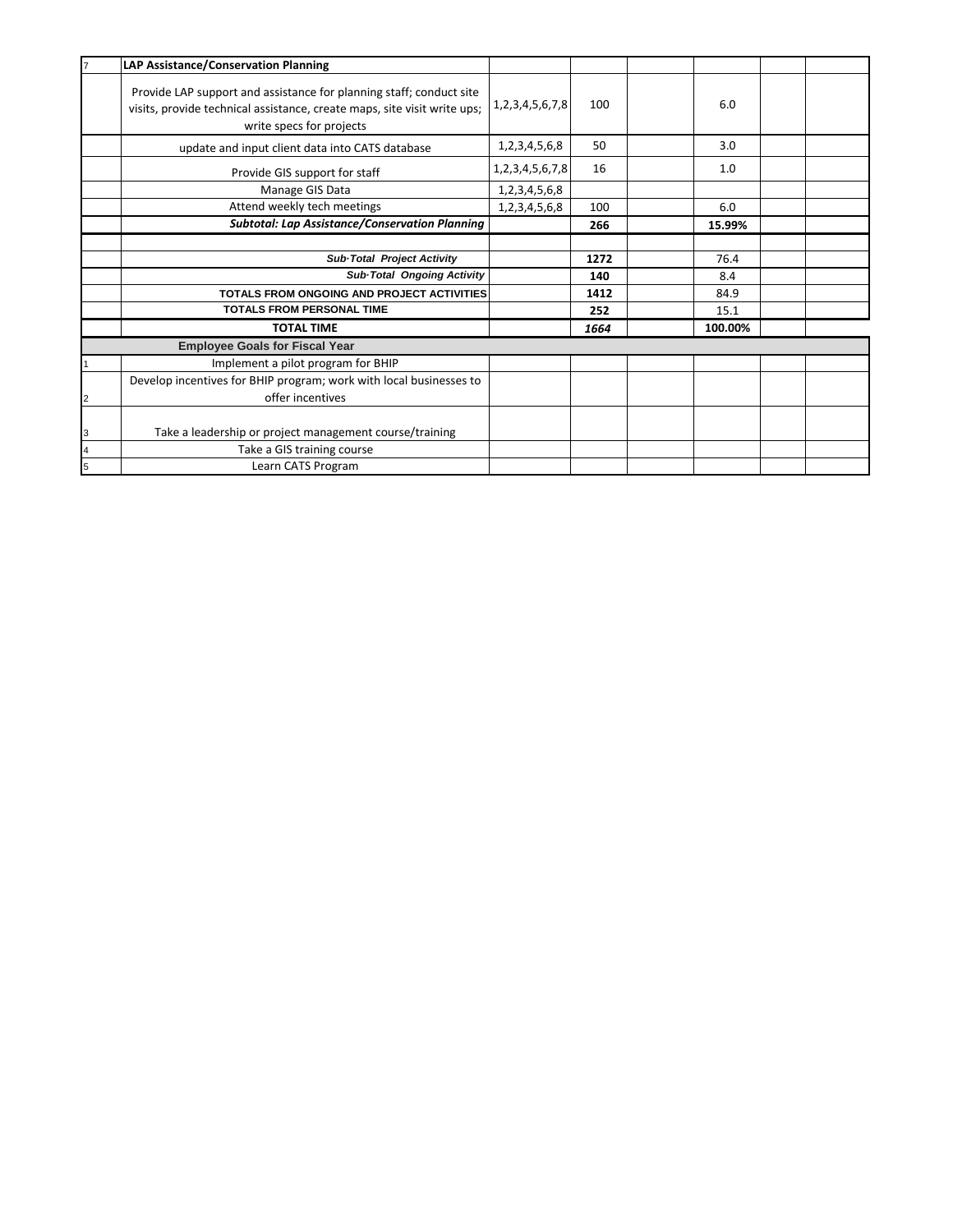| | | | | | | | |
|---|---|---|---|---|---|---|---|
| 7 | **LAP Assistance/Conservation Planning** | | | | | | |
| | Provide LAP support and assistance for planning staff; conduct site visits, provide technical assistance, create maps, site visit write ups; write specs for projects | 1,2,3,4,5,6,7,8 | 100 | | 6.0 | | |
| | update and input client data into CATS database | 1,2,3,4,5,6,8 | 50 | | 3.0 | | |
| | Provide GIS support for staff | 1,2,3,4,5,6,7,8 | 16 | | 1.0 | | |
| | Manage GIS Data | 1,2,3,4,5,6,8 | | | | | |
| | Attend weekly tech meetings | 1,2,3,4,5,6,8 | 100 | | 6.0 | | |
| | ***Subtotal: Lap Assistance/Conservation Planning*** | | **266** | | **15.99%** | | |
| | | | | | | | |
| | ***Sub·Total Project Activity*** | | **1272** | | 76.4 | | |
| | ***Sub·Total Ongoing Activity*** | | **140** | | 8.4 | | |
| | **TOTALS FROM ONGOING AND PROJECT ACTIVITIES** | | **1412** | | 84.9 | | |
| | **TOTALS FROM PERSONAL TIME** | | **252** | | 15.1 | | |
| | **TOTAL TIME** | | ***1664*** | | **100.00%** | | |
| | **Employee Goals for Fiscal Year** | | | | | | |
| 1 | Implement a pilot program for BHIP | | | | | | |
| 2 | Develop incentives for BHIP program; work with local businesses to offer incentives | | | | | | |
| 3 | Take a leadership or project management course/training | | | | | | |
| 4 | Take a GIS training course | | | | | | |
| 5 | Learn CATS Program | | | | | | |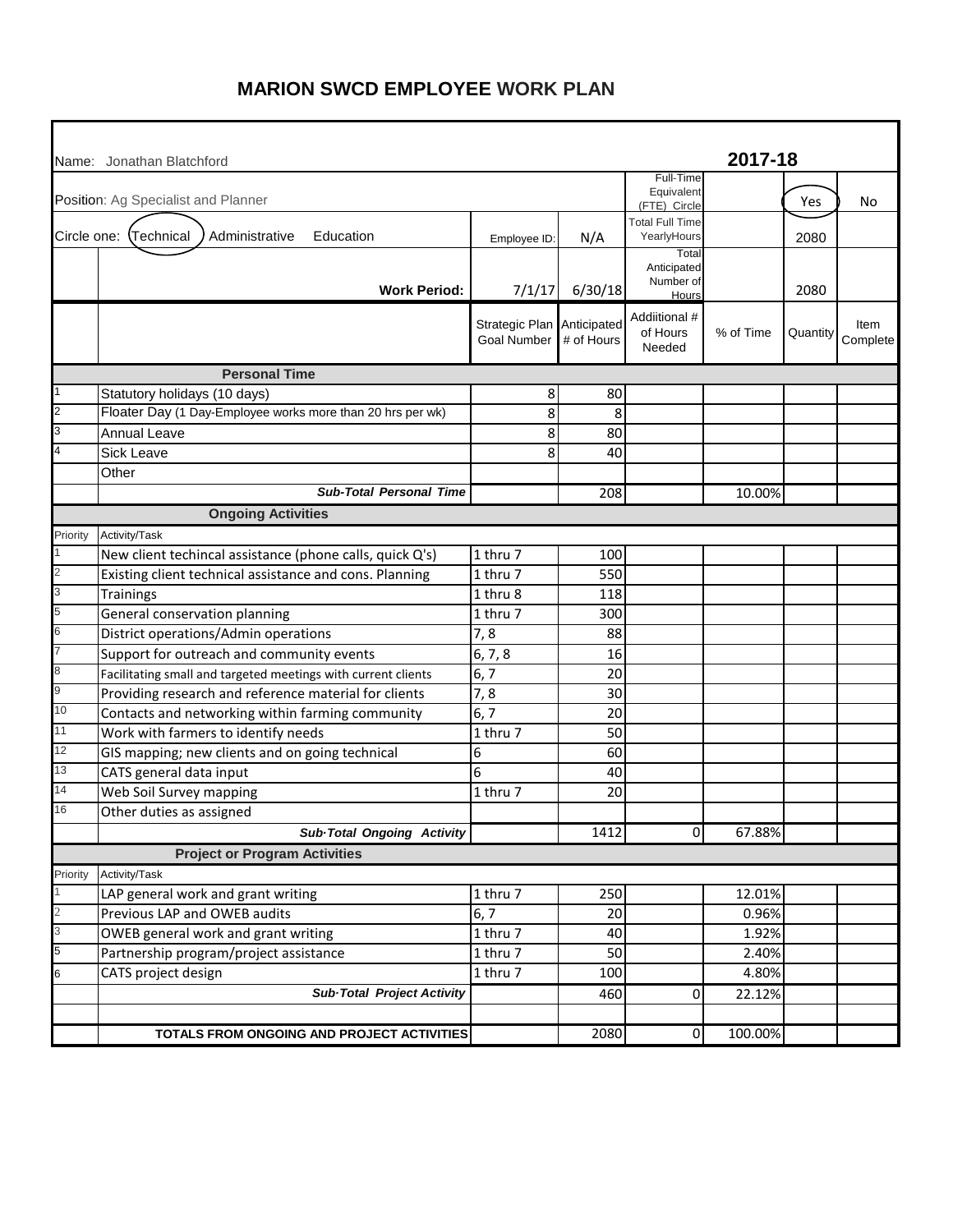# MARION SWCD EMPLOYEE WORK PLAN

| | | | | | | | |
|---|---|---|---|---|---|---|---|
| Name: Jonathan Blatchford | | | | | 2017-18 | | |
| Position: Ag Specialist and Planner | | | | Full-Time Equivalent (FTE) Circle | | (Yes) | No |
| Circle one: (Technical) Administrative Education | | Employee ID: | N/A | Total Full Time YearlyHours | | 2080 | |
| | Work Period: | 7/1/17 | 6/30/18 | Total Anticipated Number of Hours | | 2080 | |
| | | Strategic Plan Goal Number | Anticipated # of Hours | Addiitional # of Hours Needed | % of Time | Quantity | Item Complete |
| | **Personal Time** | | | | | | |
| 1 | Statutory holidays (10 days) | 8 | 80 | | | | |
| 2 | Floater Day (1 Day-Employee works more than 20 hrs per wk) | 8 | 8 | | | | |
| 3 | Annual Leave | 8 | 80 | | | | |
| 4 | Sick Leave | 8 | 40 | | | | |
| | Other | | | | | | |
| | ***Sub-Total Personal Time*** | | 208 | | 10.00% | | |
| | **Ongoing Activities** | | | | | | |
| Priority | Activity/Task | | | | | | |
| 1 | New client techincal assistance (phone calls, quick Q's) | 1 thru 7 | 100 | | | | |
| 2 | Existing client technical assistance and cons. Planning | 1 thru 7 | 550 | | | | |
| 3 | Trainings | 1 thru 8 | 118 | | | | |
| 5 | General conservation planning | 1 thru 7 | 300 | | | | |
| 6 | District operations/Admin operations | 7, 8 | 88 | | | | |
| 7 | Support for outreach and community events | 6, 7, 8 | 16 | | | | |
| 8 | Facilitating small and targeted meetings with current clients | 6, 7 | 20 | | | | |
| 9 | Providing research and reference material for clients | 7, 8 | 30 | | | | |
| 10 | Contacts and networking within farming community | 6, 7 | 20 | | | | |
| 11 | Work with farmers to identify needs | 1 thru 7 | 50 | | | | |
| 12 | GIS mapping; new clients and on going technical | 6 | 60 | | | | |
| 13 | CATS general data input | 6 | 40 | | | | |
| 14 | Web Soil Survey mapping | 1 thru 7 | 20 | | | | |
| 16 | Other duties as assigned | | | | | | |
| | ***Sub·Total Ongoing Activity*** | | 1412 | 0 | 67.88% | | |
| | **Project or Program Activities** | | | | | | |
| Priority | Activity/Task | | | | | | |
| 1 | LAP general work and grant writing | 1 thru 7 | 250 | | 12.01% | | |
| 2 | Previous LAP and OWEB audits | 6, 7 | 20 | | 0.96% | | |
| 3 | OWEB general work and grant writing | 1 thru 7 | 40 | | 1.92% | | |
| 5 | Partnership program/project assistance | 1 thru 7 | 50 | | 2.40% | | |
| 6 | CATS project design | 1 thru 7 | 100 | | 4.80% | | |
| | ***Sub·Total Project Activity*** | | 460 | 0 | 22.12% | | |
| | | | | | | | |
| | **TOTALS FROM ONGOING AND PROJECT ACTIVITIES** | | 2080 | 0 | 100.00% | | |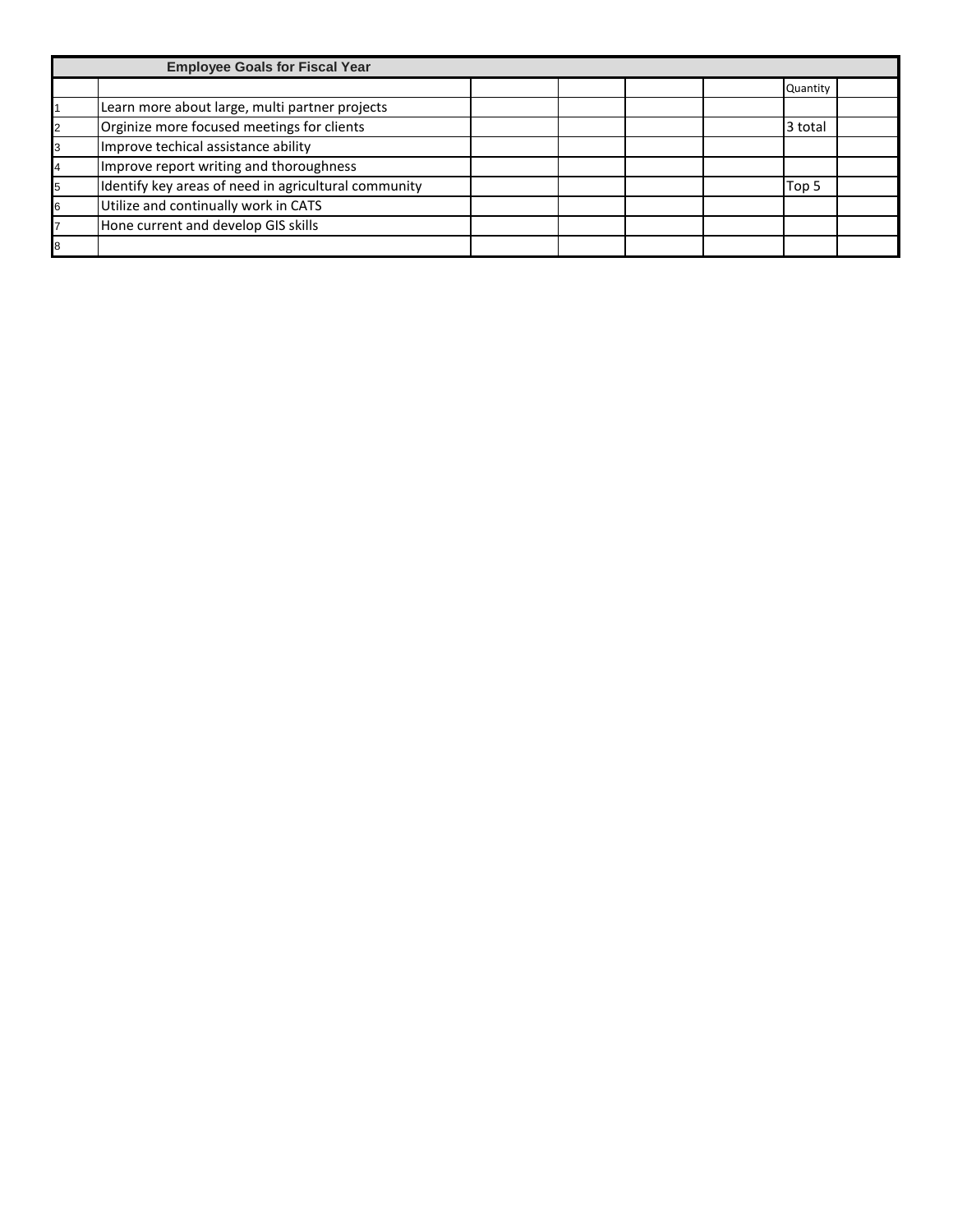| Employee Goals for Fiscal Year | | | | | | | |
|---|---|---|---|---|---|---|---|
| | | | | | | Quantity | |
| 1 | Learn more about large, multi partner projects | | | | | | |
| 2 | Orginize more focused meetings for clients | | | | | 3 total | |
| 3 | Improve techical assistance ability | | | | | | |
| 4 | Improve report writing and thoroughness | | | | | | |
| 5 | Identify key areas of need in agricultural community | | | | | Top 5 | |
| 6 | Utilize and continually work in CATS | | | | | | |
| 7 | Hone current and develop GIS skills | | | | | | |
| 8 | | | | | | | |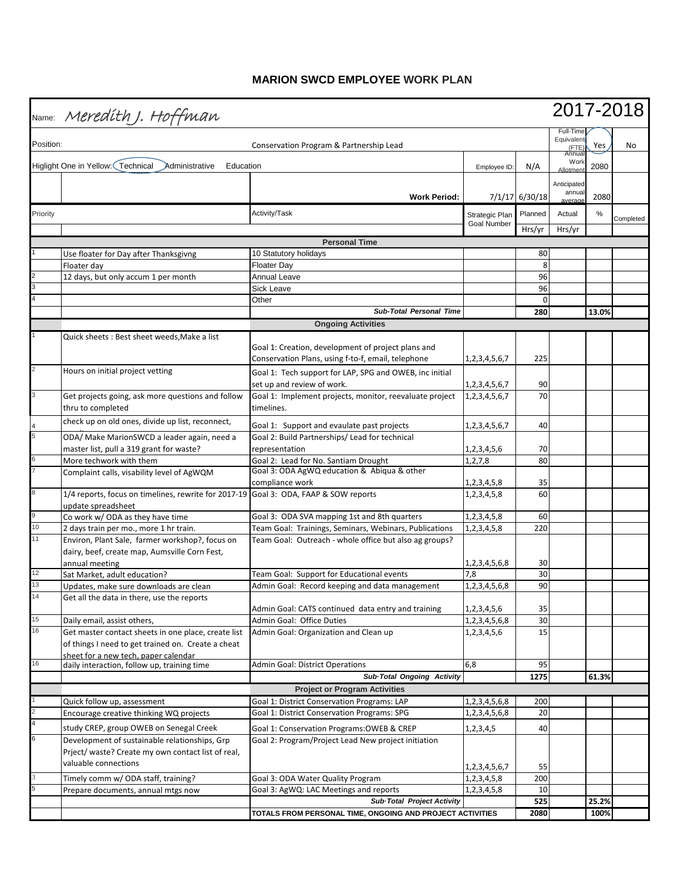# MARION SWCD EMPLOYEE WORK PLAN

| Name: Meredith J. Hoffman | | | | | | | 2017-2018 |
|---|---|---|---|---|---|---|---|
| Position: | | Conservation Program & Partnership Lead | | | Full-Time Equivalent (FTE) | Yes | No |
| Higlight One in Yellow: Technical Administrative Education | | | Employee ID: | N/A | Annual Work Allotment | 2080 | |
| | | Work Period: | | 7/1/17 6/30/18 | Anticipated annual average | 2080 | |
| Priority | | Activity/Task | Strategic Plan Goal Number | Planned Hrs/yr | Actual Hrs/yr | % | Completed |
| | | **Personal Time** | | | | | |
| 1 | Use floater for Day after Thanksgivng | 10 Statutory holidays | | 80 | | | |
| | Floater day | Floater Day | | 8 | | | |
| 2 | 12 days, but only accum 1 per month | Annual Leave | | 96 | | | |
| 3 | | Sick Leave | | 96 | | | |
| 4 | | Other | | 0 | | | |
| | | ***Sub-Total Personal Time*** | | **280** | | **13.0%** | |
| | | **Ongoing Activities** | | | | | |
| 1 | Quick sheets : Best sheet weeds,Make a list | Goal 1: Creation, development of project plans and Conservation Plans, using f-to-f, email, telephone | 1,2,3,4,5,6,7 | 225 | | | |
| 2 | Hours on initial project vetting | Goal 1: Tech support for LAP, SPG and OWEB, inc initial set up and review of work. | 1,2,3,4,5,6,7 | 90 | | | |
| 3 | Get projects going, ask more questions and follow thru to completed | Goal 1: Implement projects, monitor, reevaluate project timelines. | 1,2,3,4,5,6,7 | 70 | | | |
| 4 | check up on old ones, divide up list, reconnect, | Goal 1: Support and evaulate past projects | 1,2,3,4,5,6,7 | 40 | | | |
| 5 | ODA/ Make MarionSWCD a leader again, need a master list, pull a 319 grant for waste? | Goal 2: Build Partnerships/ Lead for technical representation | 1,2,3,4,5,6 | 70 | | | |
| 6 | More techwork with them | Goal 2: Lead for No. Santiam Drought | 1,2,7,8 | 80 | | | |
| 7 | Complaint calls, visability level of AgWQM | Goal 3: ODA AgWQ education & Abiqua & other compliance work | 1,2,3,4,5,8 | 35 | | | |
| 8 | 1/4 reports, focus on timelines, rewrite for 2017-19 update spreadsheet | Goal 3: ODA, FAAP & SOW reports | 1,2,3,4,5,8 | 60 | | | |
| 9 | Co work w/ ODA as they have time | Goal 3: ODA SVA mapping 1st and 8th quarters | 1,2,3,4,5,8 | 60 | | | |
| 10 | 2 days train per mo., more 1 hr train. | Team Goal: Trainings, Seminars, Webinars, Publications | 1,2,3,4,5,8 | 220 | | | |
| 11 | Environ, Plant Sale, farmer workshop?, focus on dairy, beef, create map, Aumsville Corn Fest, annual meeting | Team Goal: Outreach - whole office but also ag groups? | 1,2,3,4,5,6,8 | 30 | | | |
| 12 | Sat Market, adult education? | Team Goal: Support for Educational events | 7,8 | 30 | | | |
| 13 | Updates, make sure downloads are clean | Admin Goal: Record keeping and data management | 1,2,3,4,5,6,8 | 90 | | | |
| 14 | Get all the data in there, use the reports | Admin Goal: CATS continued data entry and training | 1,2,3,4,5,6 | 35 | | | |
| 15 | Daily email, assist others, | Admin Goal: Office Duties | 1,2,3,4,5,6,8 | 30 | | | |
| 16 | Get master contact sheets in one place, create list of things I need to get trained on. Create a cheat sheet for a new tech, paper calendar | Admin Goal: Organization and Clean up | 1,2,3,4,5,6 | 15 | | | |
| 16 | daily interaction, follow up, training time | Admin Goal: District Operations | 6,8 | 95 | | | |
| | | ***Sub-Total Ongoing Activity*** | | **1275** | | **61.3%** | |
| | | **Project or Program Activities** | | | | | |
| 1 | Quick follow up, assessment | Goal 1: District Conservation Programs: LAP | 1,2,3,4,5,6,8 | 200 | | | |
| 2 | Encourage creative thinking WQ projects | Goal 1: District Conservation Programs: SPG | 1,2,3,4,5,6,8 | 20 | | | |
| 4 | study CREP, group OWEB on Senegal Creek | Goal 1: Conservation Programs:OWEB & CREP | 1,2,3,4,5 | 40 | | | |
| 6 | Development of sustainable relationships, Grp Prject/ waste? Create my own contact list of real, valuable connections | Goal 2: Program/Project Lead New project initiation | 1,2,3,4,5,6,7 | 55 | | | |
| 3 | Timely comm w/ ODA staff, training? | Goal 3: ODA Water Quality Program | 1,2,3,4,5,8 | 200 | | | |
| 5 | Prepare documents, annual mtgs now | Goal 3: AgWQ: LAC Meetings and reports | 1,2,3,4,5,8 | 10 | | | |
| | | ***Sub-Total Project Activity*** | | **525** | | **25.2%** | |
| | | **TOTALS FROM PERSONAL TIME, ONGOING AND PROJECT ACTIVITIES** | | **2080** | | **100%** | |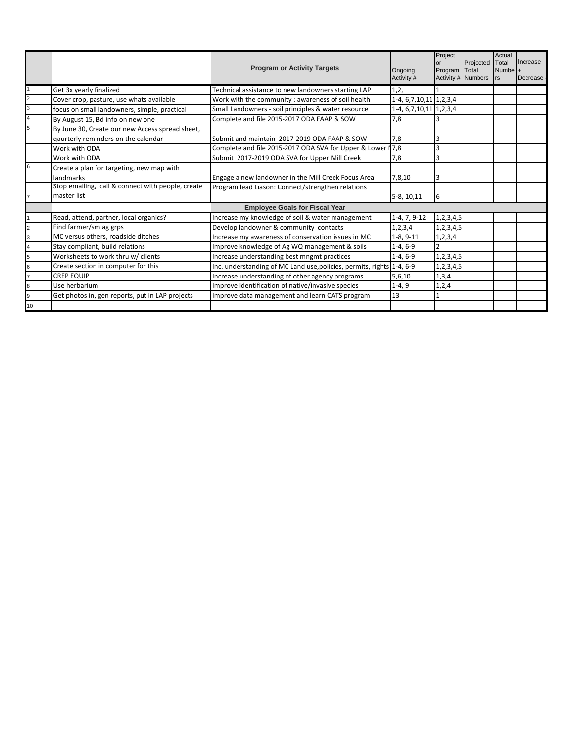| | | Program or Activity Targets | Ongoing Activity # | Project or Program Activity # | Projected Total Numbers | Actual Total Numbers | Increase + Decrease - |
|---|---|---|---|---|---|---|---|
| 1 | Get 3x yearly finalized | Technical assistance to new landowners starting LAP | 1,2, | 1 | | | |
| 2 | Cover crop, pasture, use whats available | Work with the community : awareness of soil health | 1-4, 6,7,10,11 | 1,2,3,4 | | | |
| 3 | focus on small landowners, simple, practical | Small Landowners - soil principles & water resource | 1-4, 6,7,10,11 | 1,2,3,4 | | | |
| 4 | By August 15, Bd info on new one | Complete and file 2015-2017 ODA FAAP & SOW | 7,8 | 3 | | | |
| 5 | By June 30, Create our new Access spread sheet, qaurterly reminders on the calendar | Submit and maintain 2017-2019 ODA FAAP & SOW | 7,8 | 3 | | | |
| | Work with ODA | Complete and file 2015-2017 ODA SVA for Upper & Lower M | 7,8 | 3 | | | |
| | Work with ODA | Submit 2017-2019 ODA SVA for Upper Mill Creek | 7,8 | 3 | | | |
| 6 | Create a plan for targeting, new map with landmarks | Engage a new landowner in the Mill Creek Focus Area | 7,8,10 | 3 | | | |
| 7 | Stop emailing, call & connect with people, create master list | Program lead Liason: Connect/strengthen relations | 5-8, 10,11 | 6 | | | |
| | | **Employee Goals for Fiscal Year** | | | | | |
| 1 | Read, attend, partner, local organics? | Increase my knowledge of soil & water management | 1-4, 7, 9-12 | 1,2,3,4,5 | | | |
| 2 | Find farmer/sm ag grps | Develop landowner & community contacts | 1,2,3,4 | 1,2,3,4,5 | | | |
| 3 | MC versus others, roadside ditches | Increase my awareness of conservation issues in MC | 1-8, 9-11 | 1,2,3,4 | | | |
| 4 | Stay compliant, build relations | Improve knowledge of Ag WQ management & soils | 1-4, 6-9 | 2 | | | |
| 5 | Worksheets to work thru w/ clients | Increase understanding best mngmt practices | 1-4, 6-9 | 1,2,3,4,5 | | | |
| 6 | Create section in computer for this | Inc. understanding of MC Land use,policies, permits, rights | 1-4, 6-9 | 1,2,3,4,5 | | | |
| 7 | CREP EQUIP | Increase understanding of other agency programs | 5,6,10 | 1,3,4 | | | |
| 8 | Use herbarium | Improve identification of native/invasive species | 1-4, 9 | 1,2,4 | | | |
| 9 | Get photos in, gen reports, put in LAP projects | Improve data management and learn CATS program | 13 | 1 | | | |
| 10 | | | | | | | |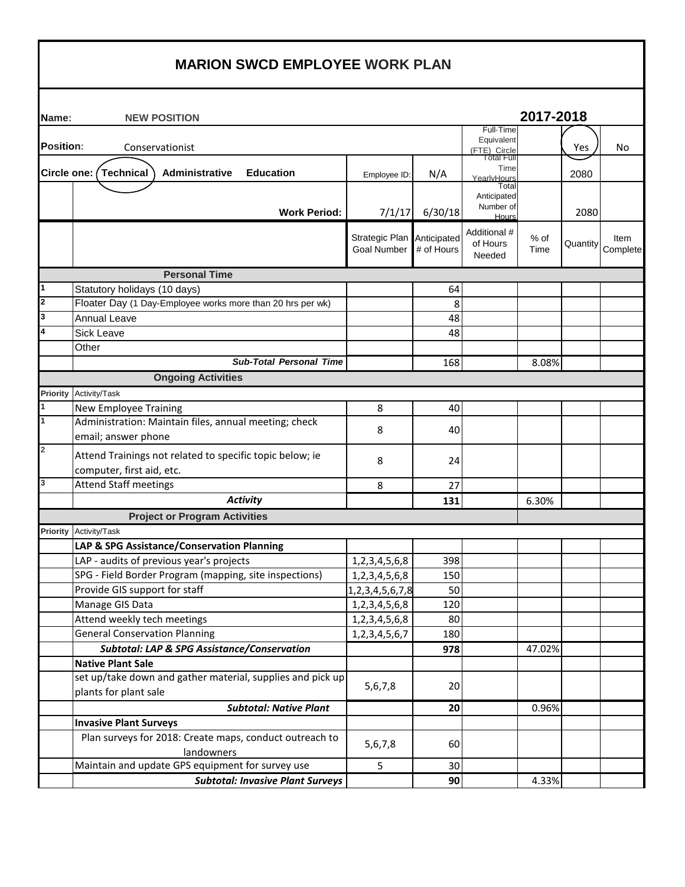# MARION SWCD EMPLOYEE WORK PLAN

| | | | | | | | |
|---|---|---|---|---|---|---|---|
| **Name:** | **NEW POSITION** | | | | **2017-2018** | | |
| **Position:** | Conservationist | | | Full-Time Equivalent (FTE) Circle | | Yes (circled) | No |
| **Circle one:** | **Technical** (circled) **Administrative** **Education** | Employee ID: | N/A | Total Full Time Yearly Hours | | 2080 | |
| | **Work Period:** | 7/1/17 | 6/30/18 | Total Anticipated Number of Hours | | 2080 | |
| | | Strategic Plan Goal Number | Anticipated # of Hours | Additional # of Hours Needed | % of Time | Quantity | Item Complete |
| | **Personal Time** | | | | | | |
| 1 | Statutory holidays (10 days) | | 64 | | | | |
| 2 | Floater Day (1 Day-Employee works more than 20 hrs per wk) | | 8 | | | | |
| 3 | Annual Leave | | 48 | | | | |
| 4 | Sick Leave | | 48 | | | | |
| | Other | | | | | | |
| | ***Sub-Total Personal Time*** | | 168 | | 8.08% | | |
| | **Ongoing Activities** | | | | | | |
| **Priority** | Activity/Task | | | | | | |
| 1 | New Employee Training | 8 | 40 | | | | |
| 1 | Administration: Maintain files, annual meeting; check email; answer phone | 8 | 40 | | | | |
| 2 | Attend Trainings not related to specific topic below; ie computer, first aid, etc. | 8 | 24 | | | | |
| 3 | Attend Staff meetings | 8 | 27 | | | | |
| | ***Activity*** | | **131** | | 6.30% | | |
| | **Project or Program Activities** | | | | | | |
| **Priority** | Activity/Task | | | | | | |
| | **LAP & SPG Assistance/Conservation Planning** | | | | | | |
| | LAP - audits of previous year's projects | 1,2,3,4,5,6,8 | 398 | | | | |
| | SPG - Field Border Program (mapping, site inspections) | 1,2,3,4,5,6,8 | 150 | | | | |
| | Provide GIS support for staff | 1,2,3,4,5,6,7,8 | 50 | | | | |
| | Manage GIS Data | 1,2,3,4,5,6,8 | 120 | | | | |
| | Attend weekly tech meetings | 1,2,3,4,5,6,8 | 80 | | | | |
| | General Conservation Planning | 1,2,3,4,5,6,7 | 180 | | | | |
| | ***Subtotal: LAP & SPG Assistance/Conservation*** | | **978** | | 47.02% | | |
| | **Native Plant Sale** | | | | | | |
| | set up/take down and gather material, supplies and pick up plants for plant sale | 5,6,7,8 | 20 | | | | |
| | ***Subtotal: Native Plant*** | | **20** | | 0.96% | | |
| | **Invasive Plant Surveys** | | | | | | |
| | Plan surveys for 2018: Create maps, conduct outreach to landowners | 5,6,7,8 | 60 | | | | |
| | Maintain and update GPS equipment for survey use | 5 | 30 | | | | |
| | ***Subtotal: Invasive Plant Surveys*** | | **90** | | 4.33% | | |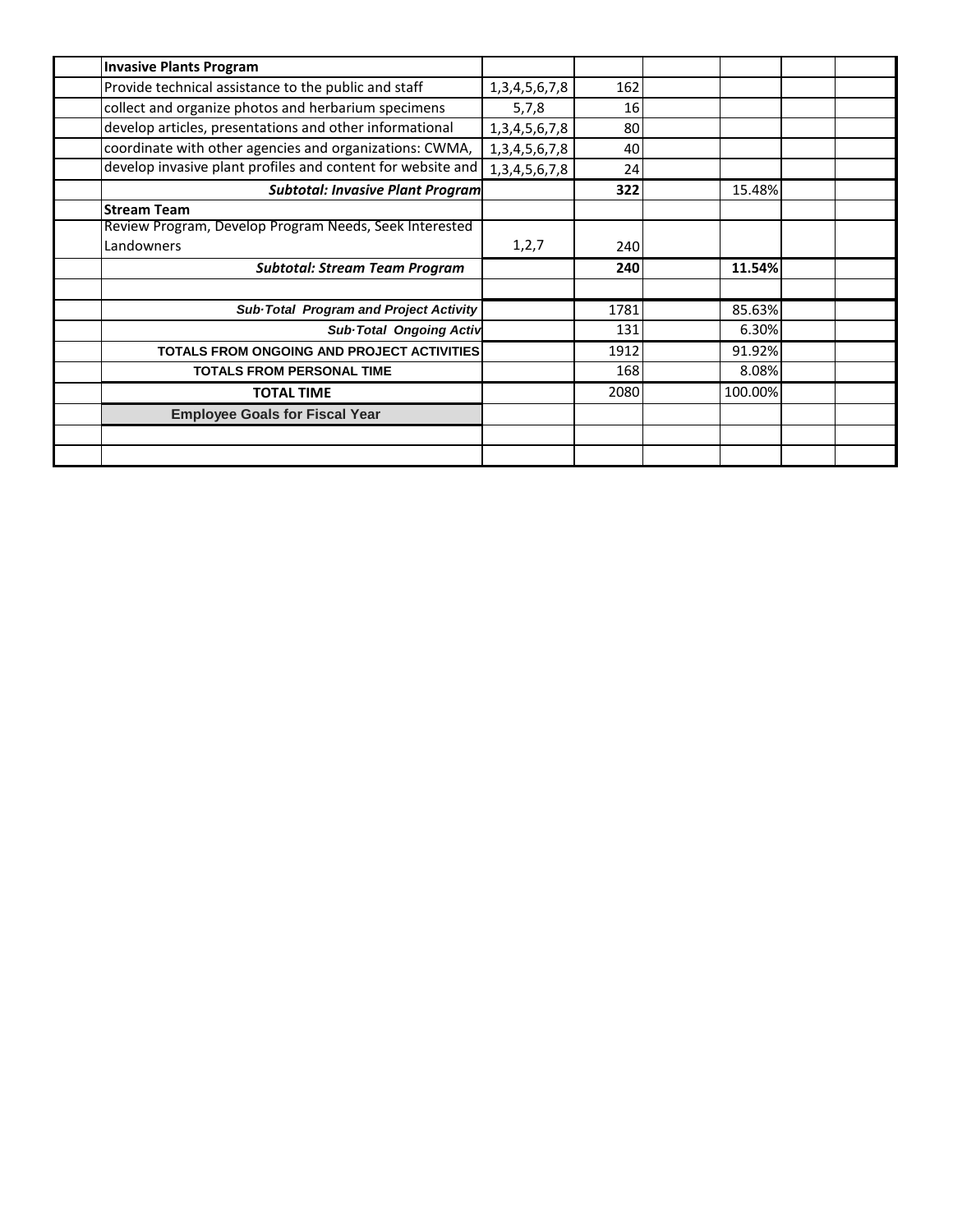| | | | | | | | |
|---|---|---|---|---|---|---|---|
| | **Invasive Plants Program** | | | | | | |
| | Provide technical assistance to the public and staff | 1,3,4,5,6,7,8 | 162 | | | | |
| | collect and organize photos and herbarium specimens | 5,7,8 | 16 | | | | |
| | develop articles, presentations and other informational | 1,3,4,5,6,7,8 | 80 | | | | |
| | coordinate with other agencies and organizations: CWMA, | 1,3,4,5,6,7,8 | 40 | | | | |
| | develop invasive plant profiles and content for website and | 1,3,4,5,6,7,8 | 24 | | | | |
| | ***Subtotal: Invasive Plant Program*** | | **322** | | 15.48% | | |
| | **Stream Team** | | | | | | |
| | Review Program, Develop Program Needs, Seek Interested Landowners | 1,2,7 | 240 | | | | |
| | ***Subtotal: Stream Team Program*** | | **240** | | **11.54%** | | |
| | | | | | | | |
| | ***Sub·Total Program and Project Activity*** | | 1781 | | 85.63% | | |
| | ***Sub·Total Ongoing Activ*** | | 131 | | 6.30% | | |
| | **TOTALS FROM ONGOING AND PROJECT ACTIVITIES** | | 1912 | | 91.92% | | |
| | **TOTALS FROM PERSONAL TIME** | | 168 | | 8.08% | | |
| | **TOTAL TIME** | | 2080 | | 100.00% | | |
| | **Employee Goals for Fiscal Year** | | | | | | |
| | | | | | | | |
| | | | | | | | |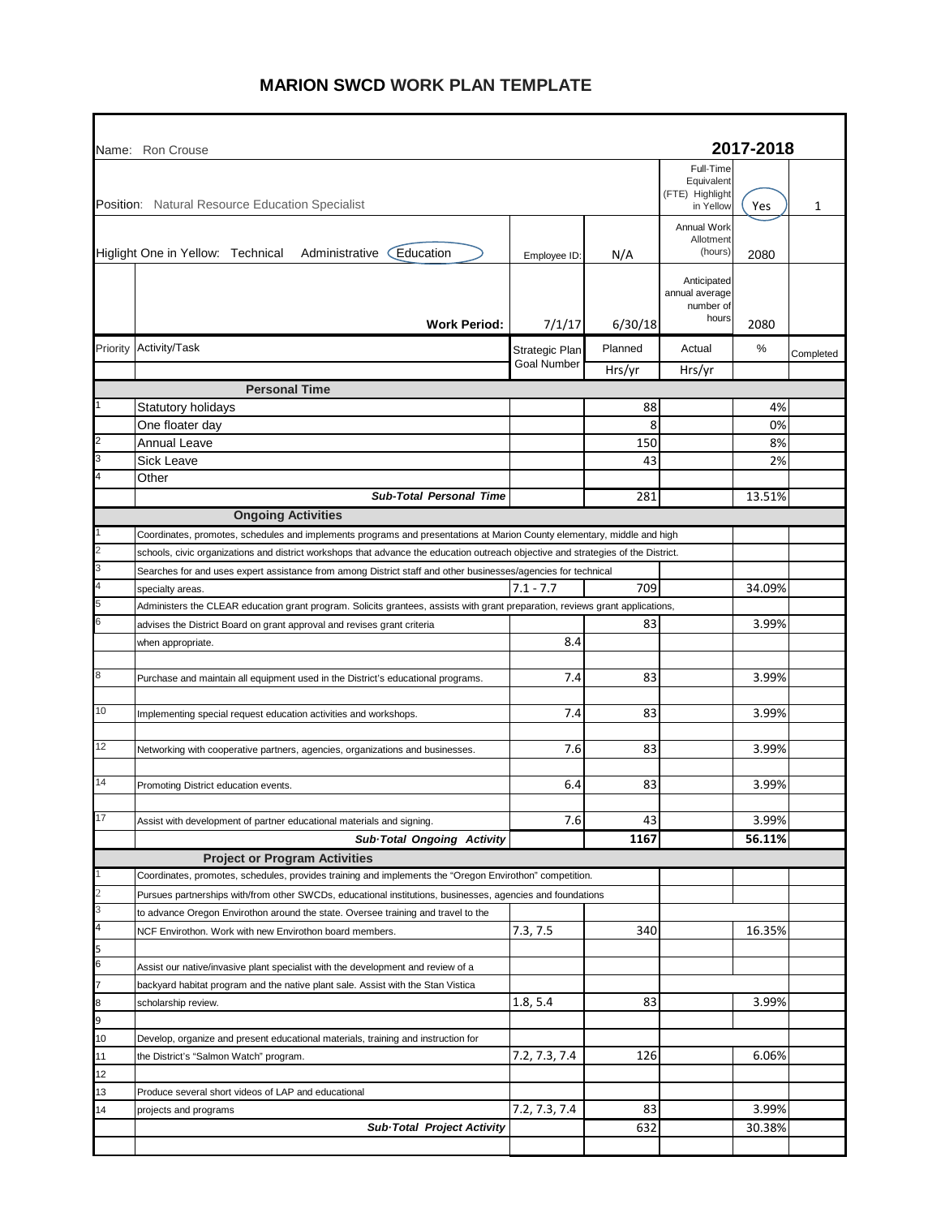# MARION SWCD WORK PLAN TEMPLATE

| | | | | | | |
|---|---|---|---|---|---|---|
| Name: Ron Crouse | | | | | **2017-2018** | |
| Position: Natural Resource Education Specialist | | | | Full-Time Equivalent (FTE) Highlight in Yellow | Yes | 1 |
| Higlight One in Yellow: Technical Administrative Education | | Employee ID: | N/A | Annual Work Allotment (hours) | 2080 | |
| | **Work Period:** | 7/1/17 | 6/30/18 | Anticipated annual average number of hours | 2080 | |
| Priority | Activity/Task | Strategic Plan Goal Number | Planned | Actual | % | Completed |
| | | | Hrs/yr | Hrs/yr | | |
| | **Personal Time** | | | | | |
| 1 | Statutory holidays | | 88 | | 4% | |
| | One floater day | | 8 | | 0% | |
| 2 | Annual Leave | | 150 | | 8% | |
| 3 | Sick Leave | | 43 | | 2% | |
| 4 | Other | | | | | |
| | ***Sub-Total Personal Time*** | | 281 | | 13.51% | |
| | **Ongoing Activities** | | | | | |
| 1 | Coordinates, promotes, schedules and implements programs and presentations at Marion County elementary, middle and high | | | | | |
| 2 | schools, civic organizations and district workshops that advance the education outreach objective and strategies of the District. | | | | | |
| 3 | Searches for and uses expert assistance from among District staff and other businesses/agencies for technical | | | | | |
| 4 | specialty areas. | 7.1 - 7.7 | 709 | | 34.09% | |
| 5 | Administers the CLEAR education grant program. Solicits grantees, assists with grant preparation, reviews grant applications, | | | | | |
| 6 | advises the District Board on grant approval and revises grant criteria | | 83 | | 3.99% | |
| | when appropriate. | 8.4 | | | | |
| 8 | Purchase and maintain all equipment used in the District's educational programs. | 7.4 | 83 | | 3.99% | |
| 10 | Implementing special request education activities and workshops. | 7.4 | 83 | | 3.99% | |
| 12 | Networking with cooperative partners, agencies, organizations and businesses. | 7.6 | 83 | | 3.99% | |
| 14 | Promoting District education events. | 6.4 | 83 | | 3.99% | |
| 17 | Assist with development of partner educational materials and signing. | 7.6 | 43 | | 3.99% | |
| | ***Sub·Total Ongoing Activity*** | | **1167** | | **56.11%** | |
| | **Project or Program Activities** | | | | | |
| 1 | Coordinates, promotes, schedules, provides training and implements the "Oregon Envirothon" competition. | | | | | |
| 2 | Pursues partnerships with/from other SWCDs, educational institutions, businesses, agencies and foundations | | | | | |
| 3 | to advance Oregon Envirothon around the state. Oversee training and travel to the | | | | | |
| 4 | NCF Envirothon. Work with new Envirothon board members. | 7.3, 7.5 | 340 | | 16.35% | |
| 5 | | | | | | |
| 6 | Assist our native/invasive plant specialist with the development and review of a | | | | | |
| 7 | backyard habitat program and the native plant sale. Assist with the Stan Vistica | | | | | |
| 8 | scholarship review. | 1.8, 5.4 | 83 | | 3.99% | |
| 9 | | | | | | |
| 10 | Develop, organize and present educational materials, training and instruction for | | | | | |
| 11 | the District's "Salmon Watch" program. | 7.2, 7.3, 7.4 | 126 | | 6.06% | |
| 12 | | | | | | |
| 13 | Produce several short videos of LAP and educational | | | | | |
| 14 | projects and programs | 7.2, 7.3, 7.4 | 83 | | 3.99% | |
| | ***Sub·Total Project Activity*** | | 632 | | 30.38% | |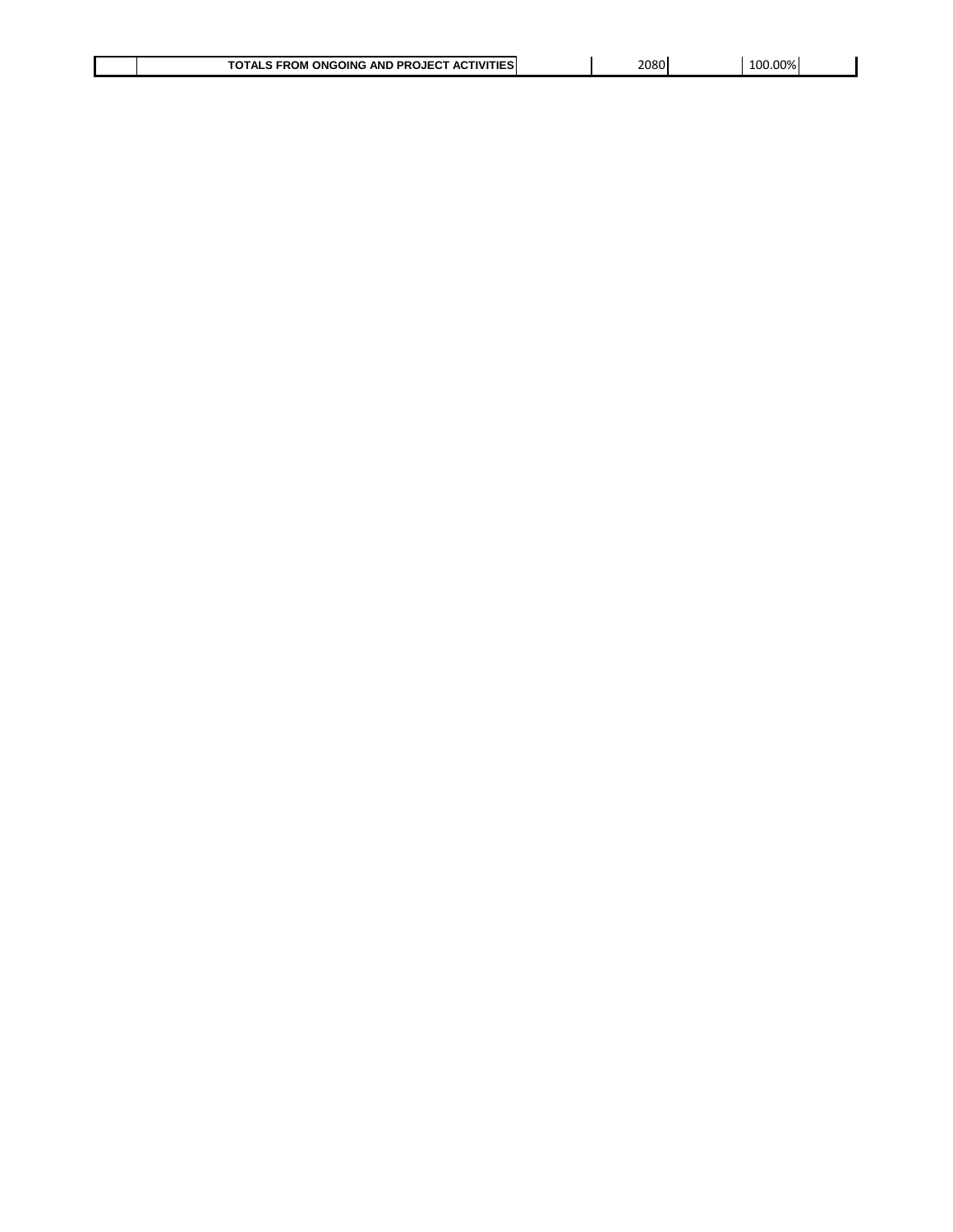|  | TOTALS FROM ONGOING AND PROJECT ACTIVITIES | 2080 | 100.00% |  |
|---|---|---|---|---|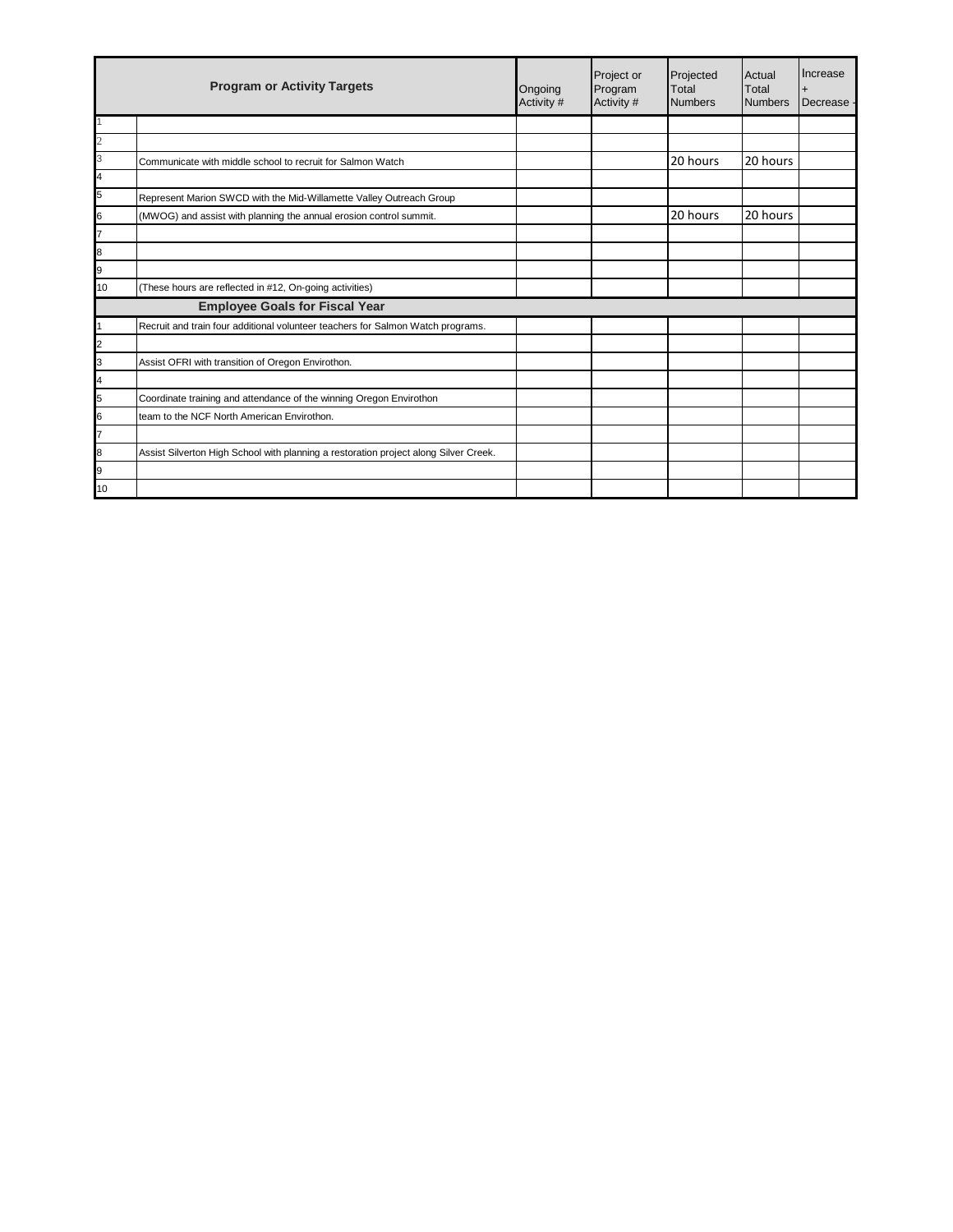| | Program or Activity Targets | Ongoing Activity # | Project or Program Activity # | Projected Total Numbers | Actual Total Numbers | Increase + Decrease - |
|---|---|---|---|---|---|---|
| 1 | | | | | | |
| 2 | | | | | | |
| 3 | Communicate with middle school to recruit for Salmon Watch | | | 20 hours | 20 hours | |
| 4 | | | | | | |
| 5 | Represent Marion SWCD with the Mid-Willamette Valley Outreach Group | | | | | |
| 6 | (MWOG) and assist with planning the annual erosion control summit. | | | 20 hours | 20 hours | |
| 7 | | | | | | |
| 8 | | | | | | |
| 9 | | | | | | |
| 10 | (These hours are reflected in #12, On-going activities) | | | | | |
| | **Employee Goals for Fiscal Year** | | | | | |
| 1 | Recruit and train four additional volunteer teachers for Salmon Watch programs. | | | | | |
| 2 | | | | | | |
| 3 | Assist OFRI with transition of Oregon Envirothon. | | | | | |
| 4 | | | | | | |
| 5 | Coordinate training and attendance of the winning Oregon Envirothon | | | | | |
| 6 | team to the NCF North American Envirothon. | | | | | |
| 7 | | | | | | |
| 8 | Assist Silverton High School with planning a restoration project along Silver Creek. | | | | | |
| 9 | | | | | | |
| 10 | | | | | | |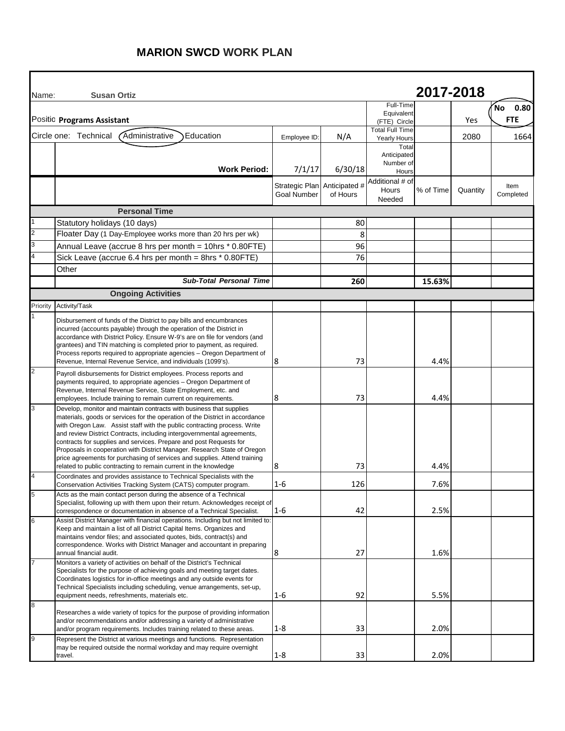# MARION SWCD WORK PLAN

| Name: | Susan Ortiz | | | | | 2017-2018 | |
|---|---|---|---|---|---|---|---|
| Positio | Programs Assistant | | | Full-Time Equivalent (FTE) Circle | | Yes | No 0.80 FTE |
| Circle one: Technical (Administrative) Education | | Employee ID: | N/A | Total Full Time Yearly Hours | | 2080 | 1664 |
| | Work Period: | 7/1/17 | 6/30/18 | Total Anticipated Number of Hours | | | |
| | | Strategic Plan Goal Number | Anticipated # of Hours | Additional # of Hours Needed | % of Time | Quantity | Item Completed |
| | **Personal Time** | | | | | | |
| 1 | Statutory holidays (10 days) | | 80 | | | | |
| 2 | Floater Day (1 Day-Employee works more than 20 hrs per wk) | | 8 | | | | |
| 3 | Annual Leave (accrue 8 hrs per month = 10hrs * 0.80FTE) | | 96 | | | | |
| 4 | Sick Leave (accrue 6.4 hrs per month = 8hrs * 0.80FTE) | | 76 | | | | |
| | Other | | | | | | |
| | ***Sub-Total Personal Time*** | | **260** | | **15.63%** | | |
| | **Ongoing Activities** | | | | | | |
| Priority | Activity/Task | | | | | | |
| 1 | Disbursement of funds of the District to pay bills and encumbrances incurred (accounts payable) through the operation of the District in accordance with District Policy. Ensure W-9's are on file for vendors (and grantees) and TIN matching is completed prior to payment, as required. Process reports required to appropriate agencies – Oregon Department of Revenue, Internal Revenue Service, and individuals (1099's). | 8 | 73 | | 4.4% | | |
| 2 | Payroll disbursements for District employees. Process reports and payments required, to appropriate agencies – Oregon Department of Revenue, Internal Revenue Service, State Employment, etc. and employees. Include training to remain current on requirements. | 8 | 73 | | 4.4% | | |
| 3 | Develop, monitor and maintain contracts with business that supplies materials, goods or services for the operation of the District in accordance with Oregon Law. Assist staff with the public contracting process. Write and review District Contracts, including intergovernmental agreements, contracts for supplies and services. Prepare and post Requests for Proposals in cooperation with District Manager. Research State of Oregon price agreements for purchasing of services and supplies. Attend training related to public contracting to remain current in the knowledge | 8 | 73 | | 4.4% | | |
| 4 | Coordinates and provides assistance to Technical Specialists with the Conservation Activities Tracking System (CATS) computer program. | 1-6 | 126 | | 7.6% | | |
| 5 | Acts as the main contact person during the absence of a Technical Specialist, following up with them upon their return. Acknowledges receipt of correspondence or documentation in absence of a Technical Specialist. | 1-6 | 42 | | 2.5% | | |
| 6 | Assist District Manager with financial operations. Including but not limited to: Keep and maintain a list of all District Capital Items. Organizes and maintains vendor files; and associated quotes, bids, contract(s) and correspondence. Works with District Manager and accountant in preparing annual financial audit. | 8 | 27 | | 1.6% | | |
| 7 | Monitors a variety of activities on behalf of the District's Technical Specialists for the purpose of achieving goals and meeting target dates. Coordinates logistics for in-office meetings and any outside events for Technical Specialists including scheduling, venue arrangements, set-up, equipment needs, refreshments, materials etc. | 1-6 | 92 | | 5.5% | | |
| 8 | Researches a wide variety of topics for the purpose of providing information and/or recommendations and/or addressing a variety of administrative and/or program requirements. Includes training related to these areas. | 1-8 | 33 | | 2.0% | | |
| 9 | Represent the District at various meetings and functions. Representation may be required outside the normal workday and may require overnight travel. | 1-8 | 33 | | 2.0% | | |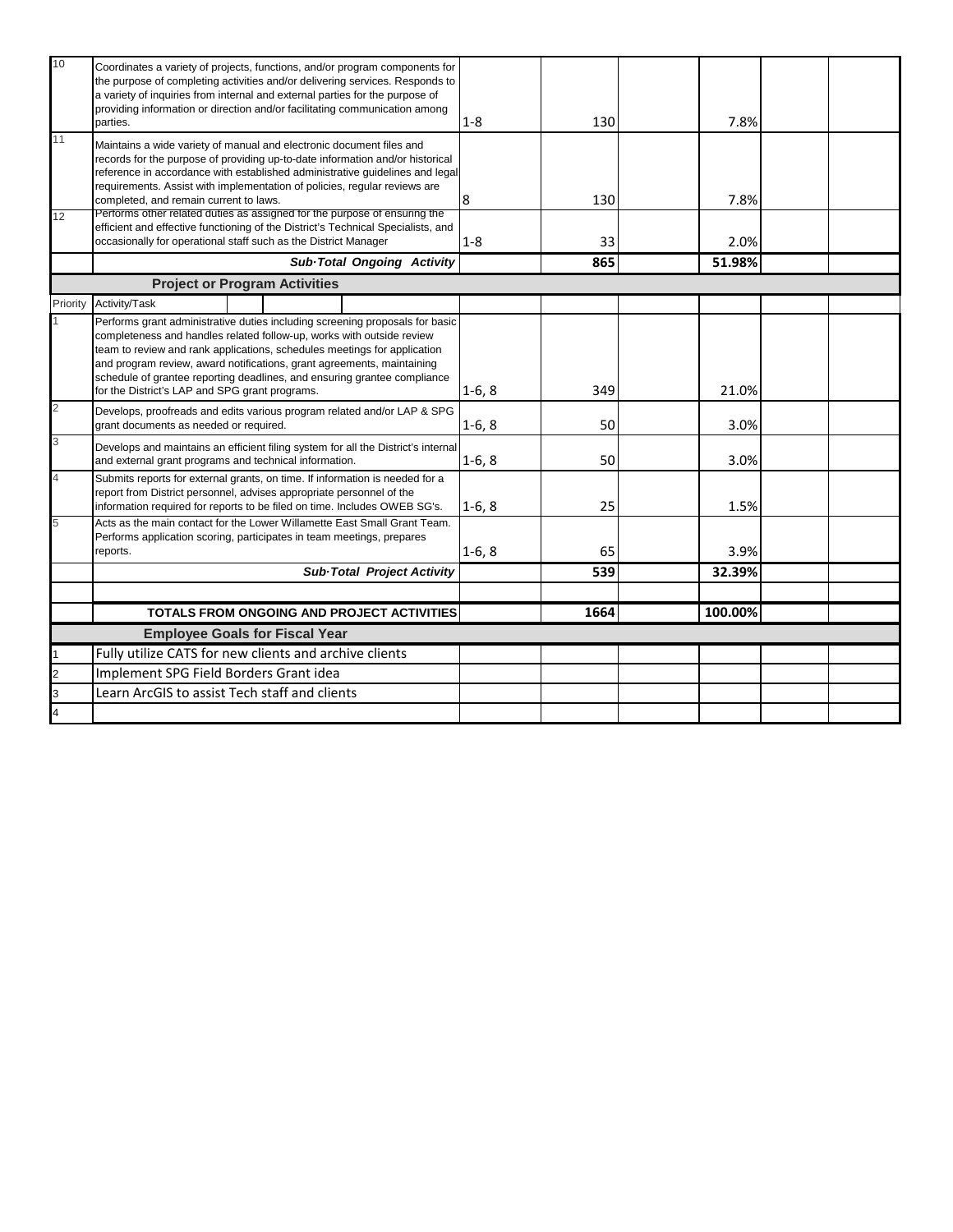| | | | | | | | |
|---|---|---|---|---|---|---|---|
| 10 | Coordinates a variety of projects, functions, and/or program components for the purpose of completing activities and/or delivering services. Responds to a variety of inquiries from internal and external parties for the purpose of providing information or direction and/or facilitating communication among parties. | 1-8 | 130 | | 7.8% | | |
| 11 | Maintains a wide variety of manual and electronic document files and records for the purpose of providing up-to-date information and/or historical reference in accordance with established administrative guidelines and legal requirements. Assist with implementation of policies, regular reviews are completed, and remain current to laws. | 8 | 130 | | 7.8% | | |
| 12 | Performs other related duties as assigned for the purpose of ensuring the efficient and effective functioning of the District's Technical Specialists, and occasionally for operational staff such as the District Manager | 1-8 | 33 | | 2.0% | | |
| | ***Sub·Total Ongoing Activity*** | | **865** | | **51.98%** | | |
| | **Project or Program Activities** | | | | | | |
| Priority | Activity/Task | | | | | | |
| 1 | Performs grant administrative duties including screening proposals for basic completeness and handles related follow-up, works with outside review team to review and rank applications, schedules meetings for application and program review, award notifications, grant agreements, maintaining schedule of grantee reporting deadlines, and ensuring grantee compliance for the District's LAP and SPG grant programs. | 1-6, 8 | 349 | | 21.0% | | |
| 2 | Develops, proofreads and edits various program related and/or LAP & SPG grant documents as needed or required. | 1-6, 8 | 50 | | 3.0% | | |
| 3 | Develops and maintains an efficient filing system for all the District's internal and external grant programs and technical information. | 1-6, 8 | 50 | | 3.0% | | |
| 4 | Submits reports for external grants, on time. If information is needed for a report from District personnel, advises appropriate personnel of the information required for reports to be filed on time. Includes OWEB SG's. | 1-6, 8 | 25 | | 1.5% | | |
| 5 | Acts as the main contact for the Lower Willamette East Small Grant Team. Performs application scoring, participates in team meetings, prepares reports. | 1-6, 8 | 65 | | 3.9% | | |
| | ***Sub·Total Project Activity*** | | **539** | | **32.39%** | | |
| | | | | | | | |
| | **TOTALS FROM ONGOING AND PROJECT ACTIVITIES** | | **1664** | | **100.00%** | | |
| | **Employee Goals for Fiscal Year** | | | | | | |
| 1 | Fully utilize CATS for new clients and archive clients | | | | | | |
| 2 | Implement SPG Field Borders Grant idea | | | | | | |
| 3 | Learn ArcGIS to assist Tech staff and clients | | | | | | |
| 4 | | | | | | | |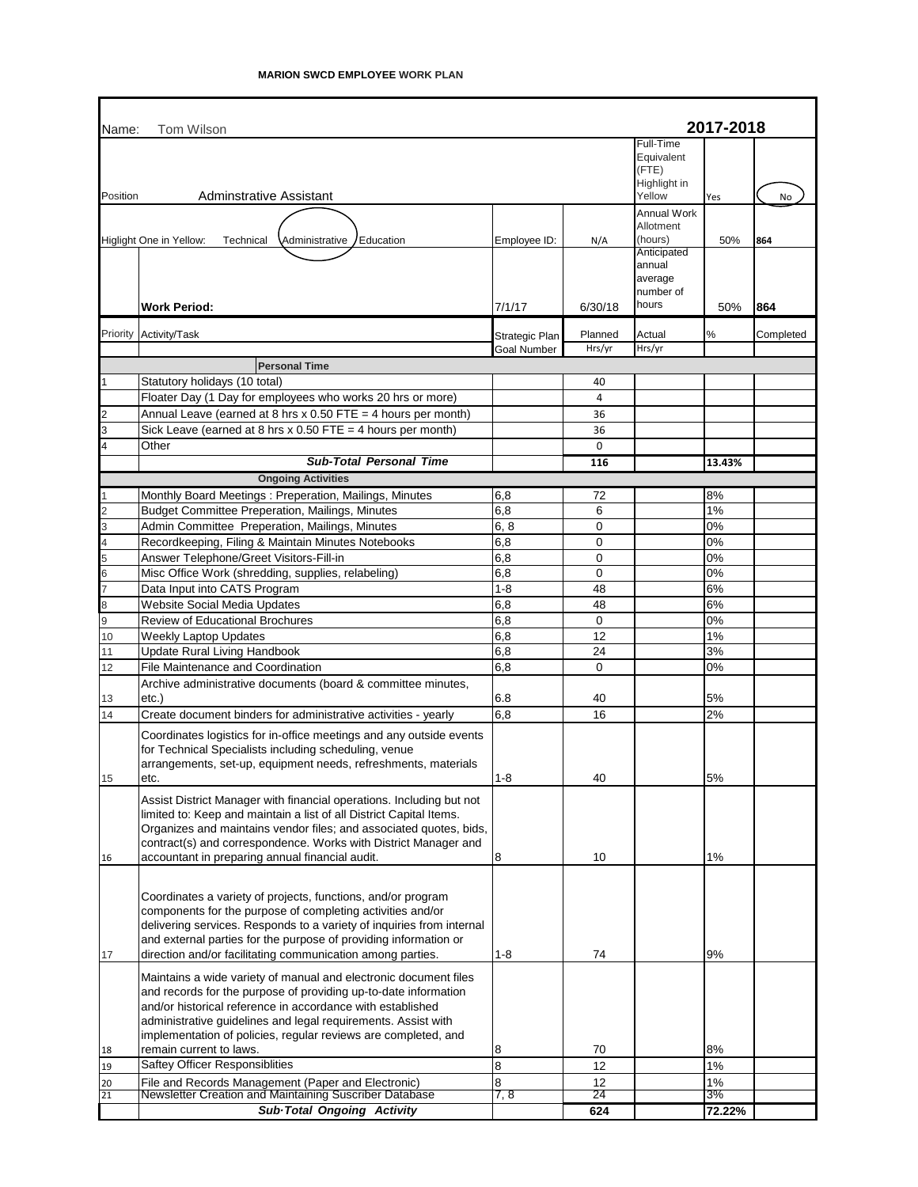**MARION SWCD EMPLOYEE WORK PLAN**

| Name: | Tom Wilson | | | | **2017-2018** | |
|---|---|---|---|---|---|---|
| Position | Adminstrative Assistant | | | Full-Time Equivalent (FTE) Highlight in Yellow | Yes | No |
| | Higlight One in Yellow: Technical Administrative Education | Employee ID: | N/A | Annual Work Allotment (hours) | 50% | **864** |
| | **Work Period:** | 7/1/17 | 6/30/18 | Anticipated annual average number of hours | 50% | **864** |
| Priority | Activity/Task | Strategic Plan Goal Number | Planned Hrs/yr | Actual Hrs/yr | % | Completed |
| | **Personal Time** | | | | | |
| 1 | Statutory holidays (10 total) | | 40 | | | |
| | Floater Day (1 Day for employees who works 20 hrs or more) | | 4 | | | |
| 2 | Annual Leave (earned at 8 hrs x 0.50 FTE = 4 hours per month) | | 36 | | | |
| 3 | Sick Leave (earned at 8 hrs x 0.50 FTE = 4 hours per month) | | 36 | | | |
| 4 | Other | | 0 | | | |
| | ***Sub-Total Personal Time*** | | **116** | | **13.43%** | |
| | **Ongoing Activities** | | | | | |
| 1 | Monthly Board Meetings : Preperation, Mailings, Minutes | 6,8 | 72 | | 8% | |
| 2 | Budget Committee Preperation, Mailings, Minutes | 6,8 | 6 | | 1% | |
| 3 | Admin Committee Preperation, Mailings, Minutes | 6, 8 | 0 | | 0% | |
| 4 | Recordkeeping, Filing & Maintain Minutes Notebooks | 6,8 | 0 | | 0% | |
| 5 | Answer Telephone/Greet Visitors-Fill-in | 6,8 | 0 | | 0% | |
| 6 | Misc Office Work (shredding, supplies, relabeling) | 6,8 | 0 | | 0% | |
| 7 | Data Input into CATS Program | 1-8 | 48 | | 6% | |
| 8 | Website Social Media Updates | 6,8 | 48 | | 6% | |
| 9 | Review of Educational Brochures | 6,8 | 0 | | 0% | |
| 10 | Weekly Laptop Updates | 6,8 | 12 | | 1% | |
| 11 | Update Rural Living Handbook | 6,8 | 24 | | 3% | |
| 12 | File Maintenance and Coordination | 6,8 | 0 | | 0% | |
| 13 | Archive administrative documents (board & committee minutes, etc.) | 6.8 | 40 | | 5% | |
| 14 | Create document binders for administrative activities - yearly | 6,8 | 16 | | 2% | |
| 15 | Coordinates logistics for in-office meetings and any outside events for Technical Specialists including scheduling, venue arrangements, set-up, equipment needs, refreshments, materials etc. | 1-8 | 40 | | 5% | |
| 16 | Assist District Manager with financial operations. Including but not limited to: Keep and maintain a list of all District Capital Items. Organizes and maintains vendor files; and associated quotes, bids, contract(s) and correspondence. Works with District Manager and accountant in preparing annual financial audit. | 8 | 10 | | 1% | |
| 17 | Coordinates a variety of projects, functions, and/or program components for the purpose of completing activities and/or delivering services. Responds to a variety of inquiries from internal and external parties for the purpose of providing information or direction and/or facilitating communication among parties. | 1-8 | 74 | | 9% | |
| 18 | Maintains a wide variety of manual and electronic document files and records for the purpose of providing up-to-date information and/or historical reference in accordance with established administrative guidelines and legal requirements. Assist with implementation of policies, regular reviews are completed, and remain current to laws. | 8 | 70 | | 8% | |
| 19 | Saftey Officer Responsiblities | 8 | 12 | | 1% | |
| 20 | File and Records Management (Paper and Electronic) | 8 | 12 | | 1% | |
| 21 | Newsletter Creation and Maintaining Suscriber Database | 7, 8 | 24 | | 3% | |
| | ***Sub-Total Ongoing Activity*** | | **624** | | **72.22%** | |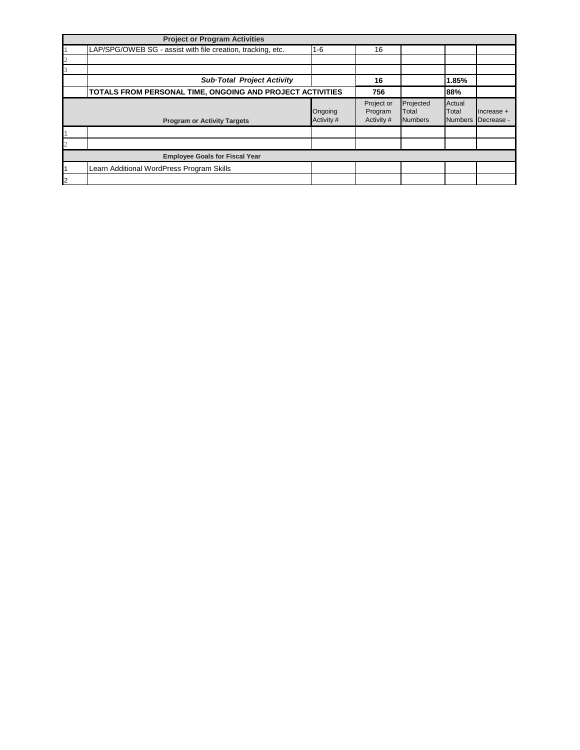| Project or Program Activities | | | | | | |
|---|---|---|---|---|---|---|
| 1 | LAP/SPG/OWEB SG - assist with file creation, tracking, etc. | 1-6 | 16 | | | |
| 2 | | | | | | |
| 3 | | | | | | |
| | ***Sub·Total Project Activity*** | | **16** | | **1.85%** | |
| | **TOTALS FROM PERSONAL TIME, ONGOING AND PROJECT ACTIVITIES** | | **756** | | **88%** | |

| | **Program or Activity Targets** | Ongoing Activity # | Project or Program Activity # | Projected Total Numbers | Actual Total Numbers | Increase + Decrease - |
|---|---|---|---|---|---|---|
| 1 | | | | | | |
| 2 | | | | | | |

| | **Employee Goals for Fiscal Year** | | | | | |
|---|---|---|---|---|---|---|
| 1 | Learn Additional WordPress Program Skills | | | | | |
| 2 | | | | | | |